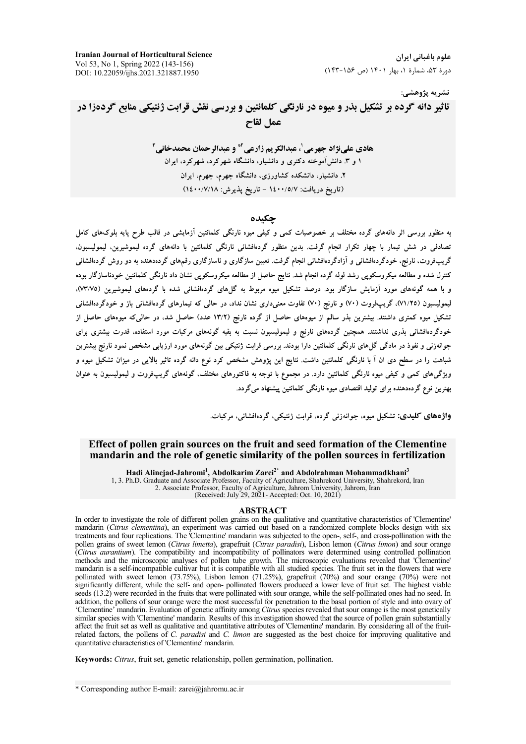نشریه پژوهشی:

# تاثیر دانه گرده بر تشکیل بذر و میوه در نارنگی کلمانتین و بررسی نقش قرابت ژنتیکی منابع گرده‌زا در عمل لقاح

**هادی علی‌نژاد جهرمی[1]، عبدالکریم زارعی[2*] و عبدالرحمان محمدخانی[3]**

۱ و ۳. دانش‌آموخته دکتری و دانشیار، دانشگاه شهرکرد، شهرکرد، ایران

۲. دانشیار، دانشکده کشاورزی، دانشگاه جهرم، جهرم، ایران

(تاریخ دریافت: ۱۴۰۰/۵/۷ - تاریخ پذیرش: ۱۴۰۰/۷/۱۸)

## چکیده

به منظور بررسی اثر دانه‌های گرده مختلف بر خصوصیات کمی و کیفی میوه نارنگی کلمانتین آزمایشی در قالب طرح پایه بلوک‌های کامل تصادفی در شش تیمار با چهار تکرار انجام گرفت. بدین منظور گرده‌افشانی نارنگی کلمانتین با دانه‌های گرده لیموشیرین، لیمولیسبون، گریپ‌فروت، نارنج، خودگرده‌افشانی و آزادگرده‌افشانی انجام گرفت. تعیین سازگاری و ناسازگاری رقم‌های گرده‌دهنده به دو روش گرده‌افشانی کنترل شده و مطالعه میکروسکوپی رشد لوله گرده انجام شد. نتایج حاصل از مطالعه میکروسکوپی نشان داد نارنگی کلمانتین خودناسازگار بوده و با همه گونه‌های مورد آزمایش سازگار بود. درصد تشکیل میوه مربوط به گل‌های گرده‌افشانی شده با گرده‌های لیموشیرین (۷۳/۷۵)، لیمولیسبون (۷۱/۲۵)، گریپ‌فروت (۷۰) و نارنج (۷۰) تفاوت معنی‌داری نشان نداد، در حالی که تیمارهای گرده‌افشانی باز و خودگرده‌افشانی تشکیل میوه کمتری داشتند. بیشترین بذر سالم از میوه‌های حاصل از گرده نارنج (۱۳/۲ عدد) حاصل شد، در حالی‌که میوه‌های حاصل از خودگرده‌افشانی بذری نداشتند. همچنین گرده‌های نارنج و لیمولیسبون نسبت به بقیه گونه‌های مرکبات مورد استفاده، قدرت بیشتری برای جوانه‌زنی و نفوذ در مادگی گل‌های نارنگی کلمانتین دارا بودند. بررسی قرابت ژنتیکی بین گونه‌های مورد ارزیابی مشخص نمود نارنج بیشترین شباهت را در سطح دی ان آ با نارنگی کلمانتین داشت. نتایج این پژوهش مشخص کرد نوع دانه گرده تاثیر بالایی در میزان تشکیل میوه و ویژگی‌های کمی و کیفی میوه نارنگی کلمانتین دارد. در مجموع با توجه به فاکتورهای مختلف، گونه‌های گریپ‌فروت و لیمولیسبون به عنوان بهترین نوع گرده‌دهنده برای تولید اقتصادی میوه نارنگی کلمانتین پیشنهاد می‌گردد.

**واژه‌های کلیدی:** تشکیل میوه، جوانه‌زنی گرده، قرابت ژنتیکی، گرده‌افشانی، مرکبات.

# Effect of pollen grain sources on the fruit and seed formation of the Clementine mandarin and the role of genetic similarity of the pollen sources in fertilization

**Hadi Alinejad-Jahromi[1], Abdolkarim Zarei[2*] and Abdolrahman Mohammadkhani[3]**

1, 3. Ph.D. Graduate and Associate Professor, Faculty of Agriculture, Shahrekord University, Shahrekord, Iran

2. Associate Professor, Faculty of Agriculture, Jahrom University, Jahrom, Iran

(Received: July 29, 2021- Accepted: Oct. 10, 2021)

## ABSTRACT

In order to investigate the role of different pollen grains on the qualitative and quantitative characteristics of 'Clementine' mandarin (*Citrus clementina*), an experiment was carried out based on a randomized complete blocks design with six treatments and four replications. The 'Clementine' mandarin was subjected to the open-, self-, and cross-pollination with the pollen grains of sweet lemon (*Citrus limetta*), grapefruit (*Citrus paradisi*), Lisbon lemon (*Citrus limon*) and sour orange (*Citrus aurantium*). The compatibility and incompatibility of pollinators were determined using controlled pollination methods and the microscopic analyses of pollen tube growth. The microscopic evaluations revealed that 'Clementine' mandarin is a self-incompatible cultivar but it is compatible with all studied species. The fruit set in the flowers that were pollinated with sweet lemon (73.75%), Lisbon lemon (71.25%), grapefruit (70%) and sour orange (70%) were not significantly different, while the self- and open- pollinated flowers produced a lower leve of fruit set. The highest viable seeds (13.2) were recorded in the fruits that were pollinated with sour orange, while the self-pollinated ones had no seed. In addition, the pollens of sour orange were the most successful for penetration to the basal portion of style and into ovary of 'Clementine' mandarin. Evaluation of genetic affinity among *Citrus* species revealed that sour orange is the most genetically similar species with 'Clementine' mandarin. Results of this investigation showed that the source of pollen grain substantially affect the fruit set as well as qualitative and quantitative attributes of 'Clementine' mandarin. By considering all of the fruit-related factors, the pollens of *C. paradisi* and *C. limon* are suggested as the best choice for improving qualitative and quantitative characteristics of 'Clementine' mandarin.

**Keywords:** *Citrus*, fruit set, genetic relationship, pollen germination, pollination.

* Corresponding author E-mail: zarei@jahromu.ac.ir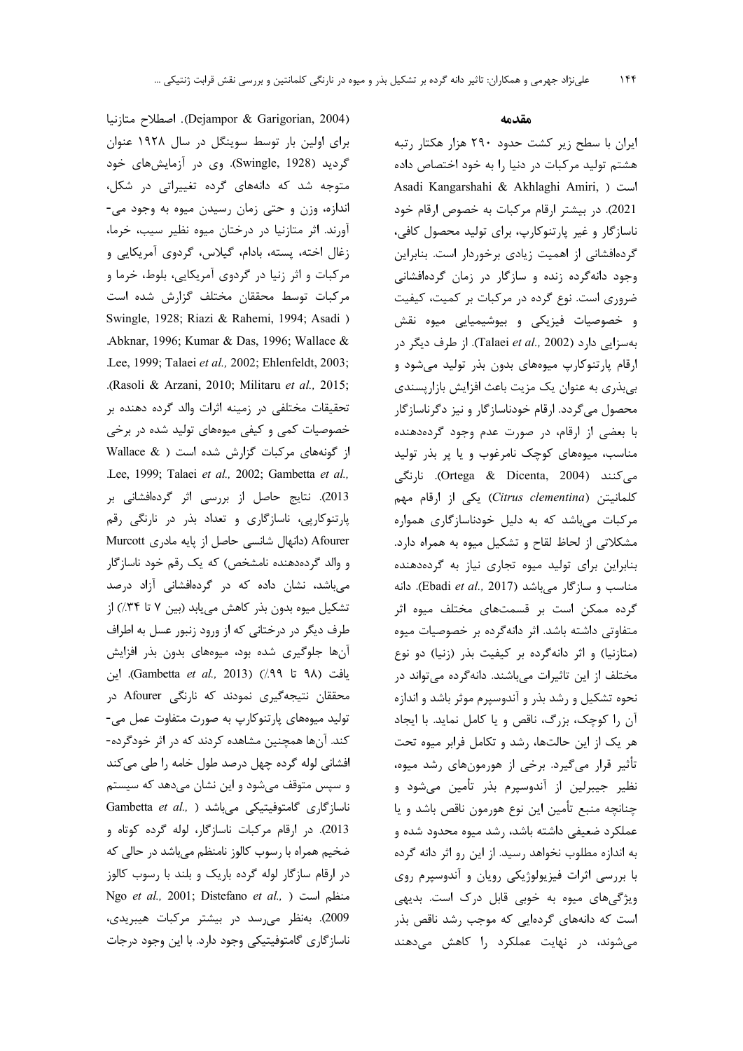## مقدمه

ایران با سطح زیر کشت حدود ۲۹۰ هزار هکتار رتبه هشتم تولید مرکبات در دنیا را به خود اختصاص داده است (Asadi Kangarshahi & Akhlaghi Amiri, 2021). در بیشتر ارقام مرکبات به خصوص ارقام خود ناسازگار و غیر پارتنوکارپ، برای تولید محصول کافی، گرده‌افشانی از اهمیت زیادی برخوردار است. بنابراین وجود دانه‌گرده زنده و سازگار در زمان گرده‌افشانی ضروری است. نوع گرده در مرکبات بر کمیت، کیفیت و خصوصیات فیزیکی و بیوشیمیایی میوه نقش به‌سزایی دارد (Talaei *et al.,* 2002). از طرف دیگر در ارقام پارتنوکارپ میوه‌های بدون بذر تولید می‌شود و بی‌بذری به عنوان یک مزیت باعث افزایش بازارپسندی محصول می‌گردد. ارقام خودناسازگار و نیز دگرناسازگار با بعضی از ارقام، در صورت عدم وجود گرده‌دهنده مناسب، میوه‌های کوچک نامرغوب و یا پر بذر تولید می‌کنند (Ortega & Dicenta, 2004). نارنگی کلمانتین (*Citrus clementina*) یکی از ارقام مهم مرکبات می‌باشد که به دلیل خودناسازگاری همواره مشکلاتی از لحاظ لقاح و تشکیل میوه به همراه دارد. بنابراین برای تولید میوه تجاری نیاز به گرده‌دهنده مناسب و سازگار می‌باشد (Ebadi *et al.,* 2017). دانه گرده ممکن است بر قسمت‌های مختلف میوه اثر متفاوتی داشته باشد. اثر دانه‌گرده بر خصوصیات میوه (متازنیا) و اثر دانه‌گرده بر کیفیت بذر (زنیا) دو نوع مختلف از این تاثیرات می‌باشند. دانه‌گرده می‌تواند در نحوه تشکیل و رشد بذر و آندوسپرم موثر باشد و اندازه آن را کوچک، بزرگ، ناقص و یا کامل نماید. با ایجاد هر یک از این حالت‌ها، رشد و تکامل فرابر میوه تحت تأثیر قرار می‌گیرد. برخی از هورمون‌های رشد میوه، نظیر جیبرلین از آندوسپرم بذر تأمین می‌شود و چنانچه منبع تأمین این نوع هورمون ناقص باشد و یا عملکرد ضعیفی داشته باشد، رشد میوه محدود شده و به اندازه مطلوب نخواهد رسید. از این رو اثر دانه گرده با بررسی اثرات فیزیولوژیکی رویان و آندوسپرم روی ویژگی‌های میوه به خوبی قابل درک است. بدیهی است که دانه‌های گرده‌ایی که موجب رشد ناقص بذر می‌شوند، در نهایت عملکرد را کاهش می‌دهند (Dejampor & Garigorian, 2004). اصطلاح متازنیا برای اولین بار توسط سوینگل در سال ۱۹۲۸ عنوان گردید (Swingle, 1928). وی در آزمایش‌های خود متوجه شد که دانه‌های گرده تغییراتی در شکل، اندازه، وزن و حتی زمان رسیدن میوه به وجود می‌آورند. اثر متازنیا در درختان میوه نظیر سیب، خرما، زغال اخته، پسته، بادام، گیلاس، گردوی آمریکایی و مرکبات و اثر زنیا در گردوی آمریکایی، بلوط، خرما و مرکبات توسط محققان مختلف گزارش شده است (Swingle, 1928; Riazi & Rahemi, 1994; Asadi Abknar, 1996; Kumar & Das, 1996; Wallace & Lee, 1999; Talaei *et al.,* 2002; Ehlenfeldt, 2003; Rasoli & Arzani, 2010; Militaru *et al.,* 2015). تحقیقات مختلفی در زمینه اثرات والد گرده دهنده بر خصوصیات کمی و کیفی میوه‌های تولید شده در برخی از گونه‌های مرکبات گزارش شده است (Wallace & Lee, 1999; Talaei *et al.,* 2002; Gambetta *et al.,* 2013). نتایج حاصل از بررسی اثر گرده‌افشانی بر پارتنوکارپی، ناسازگاری و تعداد بذر در نارنگی رقم Afourer (دانهال شانسی حاصل از پایه مادری Murcott و والد گرده‌دهنده نامشخص) که یک رقم خود ناسازگار می‌باشد، نشان داده که در گرده‌افشانی آزاد درصد تشکیل میوه بدون بذر کاهش می‌یابد (بین ۷ تا ۳۴٪) از طرف دیگر در درختانی که از ورود زنبور عسل به اطراف آن‌ها جلوگیری شده بود، میوه‌های بدون بذر افزایش یافت (۹۸ تا ۹۹٪) (Gambetta *et al.,* 2013). این محققان نتیجه‌گیری نمودند که نارنگی Afourer در تولید میوه‌های پارتنوکارپ به صورت متفاوت عمل می‌کند. آن‌ها همچنین مشاهده کردند که در اثر خودگرده‌افشانی لوله گرده چهل درصد طول خامه را طی می‌کند و سپس متوقف می‌شود و این نشان می‌دهد که سیستم ناسازگاری گامتوفیتیکی می‌باشد (Gambetta *et al.,* 2013). در ارقام مرکبات ناسازگار، لوله گرده کوتاه و ضخیم همراه با رسوب کالوز نامنظم می‌باشد در حالی که در ارقام سازگار لوله گرده باریک و بلند با رسوب کالوز منظم است (Ngo *et al.,* 2001; Distefano *et al.,* 2009). به‌نظر می‌رسد در بیشتر مرکبات هیبریدی، ناسازگاری گامتوفیتیکی وجود دارد. با این وجود درجات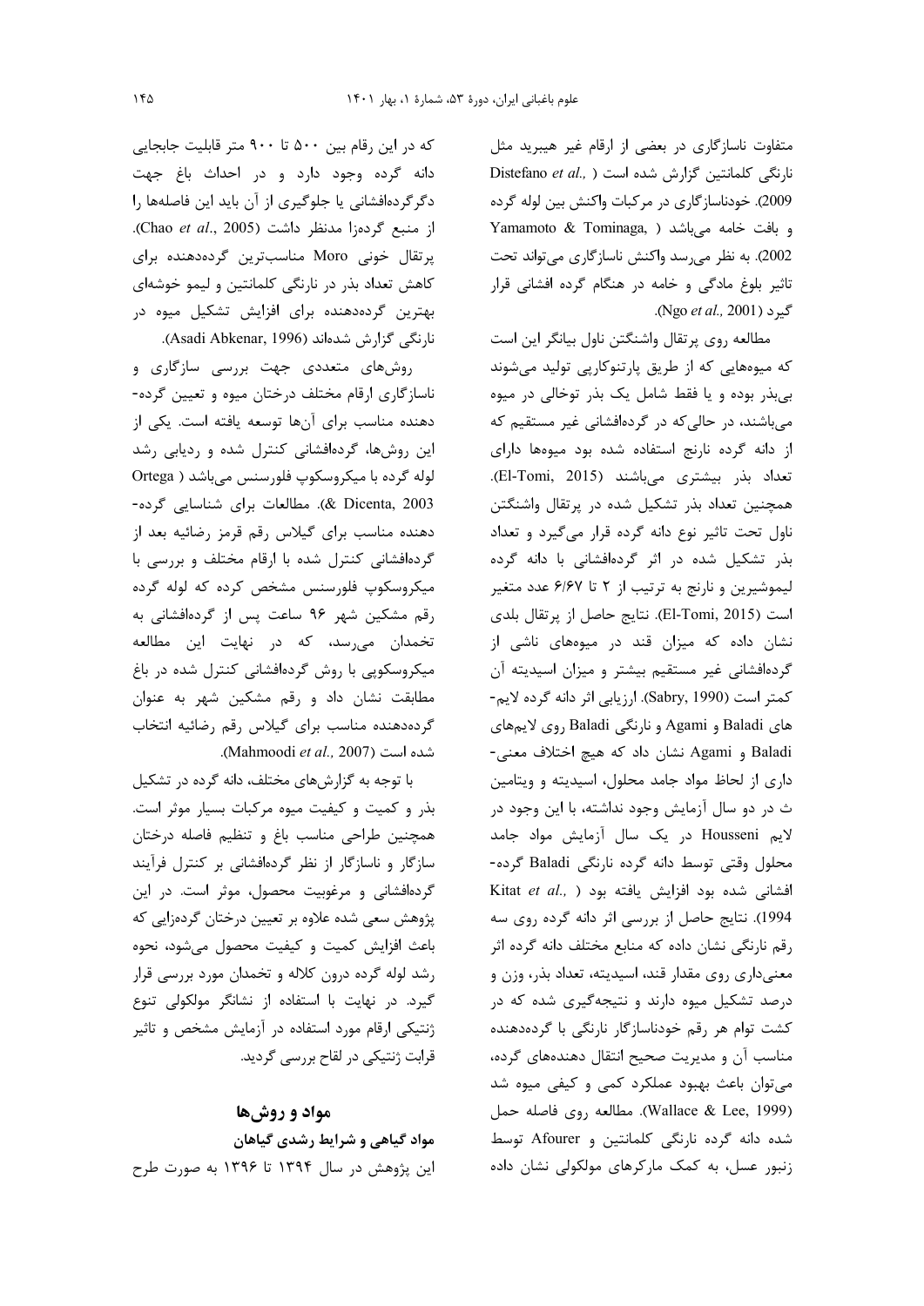متفاوت ناسازگاری در بعضی از ارقام غیر هیبرید مثل نارنگی کلمانتین گزارش شده است (Distefano *et al.,* 2009). خودناسازگاری در مرکبات واکنش بین لوله گرده و بافت خامه می‌باشد (Yamamoto & Tominaga, 2002). به نظر می‌رسد واکنش ناسازگاری می‌تواند تحت تاثیر بلوغ مادگی و خامه در هنگام گرده افشانی قرار گیرد (Ngo *et al.,* 2001).

مطالعه روی پرتقال واشنگتن ناول بیانگر این است که میوه‌هایی که از طریق پارتنوکارپی تولید می‌شوند بی‌بذر بوده و یا فقط شامل یک بذر توخالی در میوه می‌باشند، در حالی‌که در گرده‌افشانی غیر مستقیم که از دانه گرده نارنج استفاده شده بود میوه‌ها دارای تعداد بذر بیشتری می‌باشند (El-Tomi, 2015). همچنین تعداد بذر تشکیل شده در پرتقال واشنگتن ناول تحت تاثیر نوع دانه گرده قرار می‌گیرد و تعداد بذر تشکیل شده در اثر گرده‌افشانی با دانه گرده لیموشیرین و نارنج به ترتیب از ۲ تا ۶/۶۷ عدد متغیر است (El-Tomi, 2015). نتایج حاصل از پرتقال بلدی نشان داده که میزان قند در میوه‌های ناشی از گرده‌افشانی غیر مستقیم بیشتر و میزان اسیدیته آن کمتر است (Sabry, 1990). ارزیابی اثر دانه گرده لایم‌های Baladi و Agami و نارنگی Baladi روی لایم‌های Baladi و Agami نشان داد که هیچ اختلاف معنی‌داری از لحاظ مواد جامد محلول، اسیدیته و ویتامین ث در دو سال آزمایش وجود نداشته، با این وجود در لایم Housseni در یک سال آزمایش مواد جامد محلول وقتی توسط دانه گرده نارنگی Baladi گرده‌افشانی شده بود افزایش یافته بود (Kitat *et al.,* 1994). نتایج حاصل از بررسی اثر دانه گرده روی سه رقم نارنگی نشان داده که منابع مختلف دانه گرده اثر معنی‌داری روی مقدار قند، اسیدیته، تعداد بذر، وزن و درصد تشکیل میوه دارند و نتیجه‌گیری شده که در کشت توام هر رقم خودناسازگار نارنگی با گرده‌دهنده مناسب آن و مدیریت صحیح انتقال دهنده‌های گرده، می‌توان باعث بهبود عملکرد کمی و کیفی میوه شد (Wallace & Lee, 1999). مطالعه روی فاصله حمل شده دانه گرده نارنگی کلمانتین و Afourer توسط زنبور عسل، به کمک مارکرهای مولکولی نشان داده که در این ارقام بین ۵۰۰ تا ۹۰۰ متر قابلیت جابجایی دانه گرده وجود دارد و در احداث باغ جهت دگرگرده‌افشانی یا جلوگیری از آن باید این فاصله‌ها را از منبع گرده‌زا مدنظر داشت (Chao *et al*., 2005). پرتقال خونی Moro مناسب‌ترین گرده‌دهنده برای کاهش تعداد بذر در نارنگی کلمانتین و لیمو خوشه‌ای بهترین گرده‌دهنده برای افزایش تشکیل میوه در نارنگی گزارش شده‌اند (Asadi Abkenar, 1996).

روش‌های متعددی جهت بررسی سازگاری و ناسازگاری ارقام مختلف درختان میوه و تعیین گرده‌دهنده مناسب برای آن‌ها توسعه یافته است. یکی از این روش‌ها، گرده‌افشانی کنترل شده و ردیابی رشد لوله گرده با میکروسکوپ فلورسنس می‌باشد (Ortega & Dicenta, 2003). مطالعات برای شناسایی گرده‌دهنده مناسب برای گیلاس رقم قرمز رضائیه بعد از گرده‌افشانی کنترل شده با ارقام مختلف و بررسی با میکروسکوپ فلورسنس مشخص کرده که لوله گرده رقم مشکین شهر ۹۶ ساعت پس از گرده‌افشانی به تخمدان می‌رسد، که در نهایت این مطالعه میکروسکوپی با روش گرده‌افشانی کنترل شده در باغ مطابقت نشان داد و رقم مشکین شهر به عنوان گرده‌دهنده مناسب برای گیلاس رقم رضائیه انتخاب شده است (Mahmoodi *et al.,* 2007).

با توجه به گزارش‌های مختلف، دانه گرده در تشکیل بذر و کمیت و کیفیت میوه مرکبات بسیار موثر است. همچنین طراحی مناسب باغ و تنظیم فاصله درختان سازگار و ناسازگار از نظر گرده‌افشانی بر کنترل فرآیند گرده‌افشانی و مرغوبیت محصول، موثر است. در این پژوهش سعی شده علاوه بر تعیین درختان گرده‌زایی که باعث افزایش کمیت و کیفیت محصول می‌شود، نحوه رشد لوله گرده درون کلاله و تخمدان مورد بررسی قرار گیرد. در نهایت با استفاده از نشانگر مولکولی تنوع ژنتیکی ارقام مورد استفاده در آزمایش مشخص و تاثیر قرابت ژنتیکی در لقاح بررسی گردید.

## مواد و روش‌ها

### مواد گیاهی و شرایط رشدی گیاهان

این پژوهش در سال ۱۳۹۴ تا ۱۳۹۶ به صورت طرح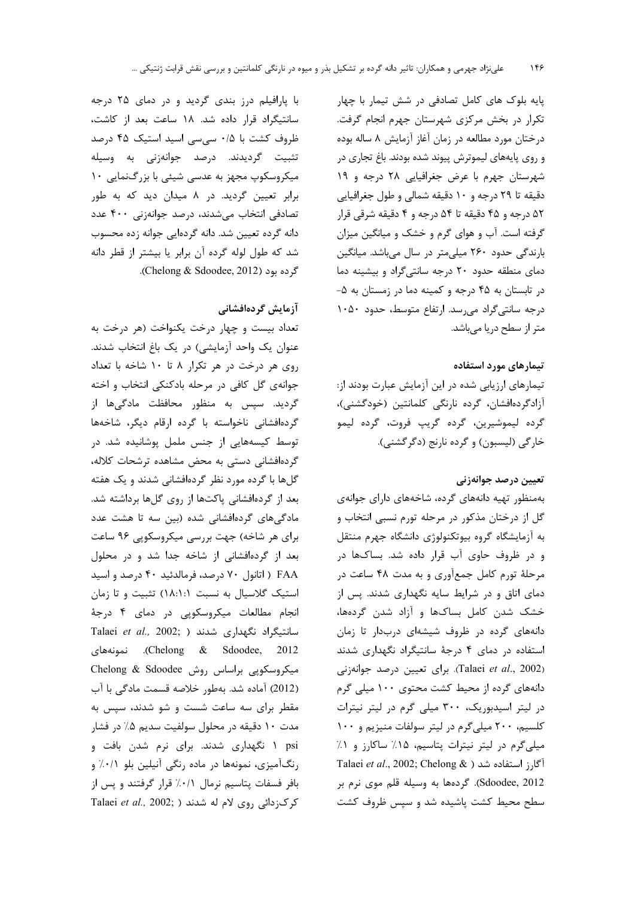پایه بلوک های کامل تصادفی در شش تیمار با چهار تکرار در بخش مرکزی شهرستان جهرم انجام گرفت. درختان مورد مطالعه در زمان آغاز آزمایش ۸ ساله بوده و روی پایه‌های لیموترش پیوند شده بودند. باغ تجاری در شهرستان جهرم با عرض جغرافیایی ۲۸ درجه و ۱۹ دقیقه تا ۲۹ درجه و ۱۰ دقیقه شمالی و طول جغرافیایی ۵۲ درجه و ۴۵ دقیقه تا ۵۴ درجه و ۴ دقیقه شرقی قرار گرفته است. آب و هوای گرم و خشک و میانگین میزان بارندگی حدود ۲۶۰ میلی‌متر در سال می‌باشد. میانگین دمای منطقه حدود ۲۰ درجه سانتی‌گراد و بیشینه دما در تابستان به ۴۵ درجه و کمینه دما در زمستان به ۵- درجه سانتی‌گراد می‌رسد. ارتفاع متوسط، حدود ۱۰۵۰ متر از سطح دریا می‌باشد.

### تیمارهای مورد استفاده

تیمارهای ارزیابی شده در این آزمایش عبارت بودند از: آزادگرده‌افشان، گرده نارنگی کلمانتین (خودگشنی)، گرده لیموشیرین، گرده گریپ فروت، گرده لیمو خارگی (لیسبون) و گرده نارنج (دگرگشنی).

### تعیین درصد جوانه‌زنی

به‌منظور تهیه دانه‌های گرده، شاخه‌های دارای جوانه‌ی گل از درختان مذکور در مرحله تورم نسبی انتخاب و به آزمایشگاه گروه بیوتکنولوژی دانشگاه جهرم منتقل و در ظروف حاوی آب قرار داده شد. بساک‌ها در مرحلهٔ تورم کامل جمع‌آوری و به مدت ۴۸ ساعت در دمای اتاق و در شرایط سایه نگهداری شدند. پس از خشک شدن کامل بساک‌ها و آزاد شدن گرده‌ها، دانه‌های گرده در ظروف شیشه‌ای دربدار تا زمان استفاده در دمای ۴ درجهٔ سانتیگراد نگهداری شدند (Talaei *et al*., 2002). برای تعیین درصد جوانه‌زنی دانه‌های گرده از محیط کشت محتوی ۱۰۰ میلی گرم در لیتر اسیدبوریک، ۳۰۰ میلی گرم در لیتر نیترات کلسیم، ۲۰۰ میلی‌گرم در لیتر سولفات منیزیم و ۱۰۰ میلی‌گرم در لیتر نیترات پتاسیم، ۱۵٪ ساکارز و ۱٪ آگارز استفاده شد (Talaei *et al*., 2002; Chelong & Sdoodee, 2012). گرده‌ها به وسیله قلم موی نرم بر سطح محیط کشت پاشیده شد و سپس ظروف کشت با پارافیلم درز بندی گردید و در دمای ۲۵ درجه سانتیگراد قرار داده شد. ۱۸ ساعت بعد از کاشت، ظروف کشت با ۰/۵ سی‌سی اسید استیک ۴۵ درصد تثبیت گردیدند. درصد جوانه‌زنی به وسیله میکروسکوپ مجهز به عدسی شیئی با بزرگ‌نمایی ۱۰ برابر تعیین گردید. در ۸ میدان دید که به طور تصادفی انتخاب می‌شدند، درصد جوانه‌زنی ۴۰۰ عدد دانه گرده تعیین شد. دانه گرده‌ایی جوانه زده محسوب شد که طول لوله گرده آن برابر یا بیشتر از قطر دانه گرده بود (Chelong & Sdoodee, 2012).

### آزمایش گرده‌افشانی

تعداد بیست و چهار درخت یکنواخت (هر درخت به عنوان یک واحد آزمایشی) در یک باغ انتخاب شدند. روی هر درخت در هر تکرار ۸ تا ۱۰ شاخه با تعداد جوانه‌ی گل کافی در مرحله بادکنکی انتخاب و اخته گردید. سپس به منظور محافظت مادگی‌ها از گرده‌افشانی ناخواسته با گرده ارقام دیگر، شاخه‌ها توسط کیسه‌هایی از جنس ململ پوشانیده شد. در گرده‌افشانی دستی به محض مشاهده ترشحات کلاله، گل‌ها با گرده مورد نظر گرده‌افشانی شدند و یک هفته بعد از گرده‌افشانی پاکت‌ها از روی گل‌ها برداشته شد. مادگی‌های گرده‌افشانی شده (بین سه تا هشت عدد برای هر شاخه) جهت بررسی میکروسکوپی ۹۶ ساعت بعد از گرده‌افشانی از شاخه جدا شد و در محلول FAA (اتانول ۷۰ درصد، فرمالدئید ۴۰ درصد و اسید استیک گلاسیال به نسبت ۱۸:۱:۱) تثبیت و تا زمان انجام مطالعات میکروسکوپی در دمای ۴ درجهٔ سانتیگراد نگهداری شدند (Talaei *et al.,* 2002; Chelong & Sdoodee, 2012). نمونه‌های میکروسکوپی براساس روش Chelong & Sdoodee (2012) آماده شد. به‌طور خلاصه قسمت مادگی با آب مقطر برای سه ساعت شست و شو شدند، سپس به مدت ۱۰ دقیقه در محلول سولفیت سدیم ۵٪ در فشار ۱ psi نگهداری شدند. برای نرم شدن بافت و رنگ‌آمیزی، نمونه‌ها در ماده رنگی آنیلین بلو ۰/۱٪ و بافر فسفات پتاسیم نرمال ۰/۱٪ قرار گرفتند و پس از کرک‌زدائی روی لام له شدند (Talaei *et al.,* 2002;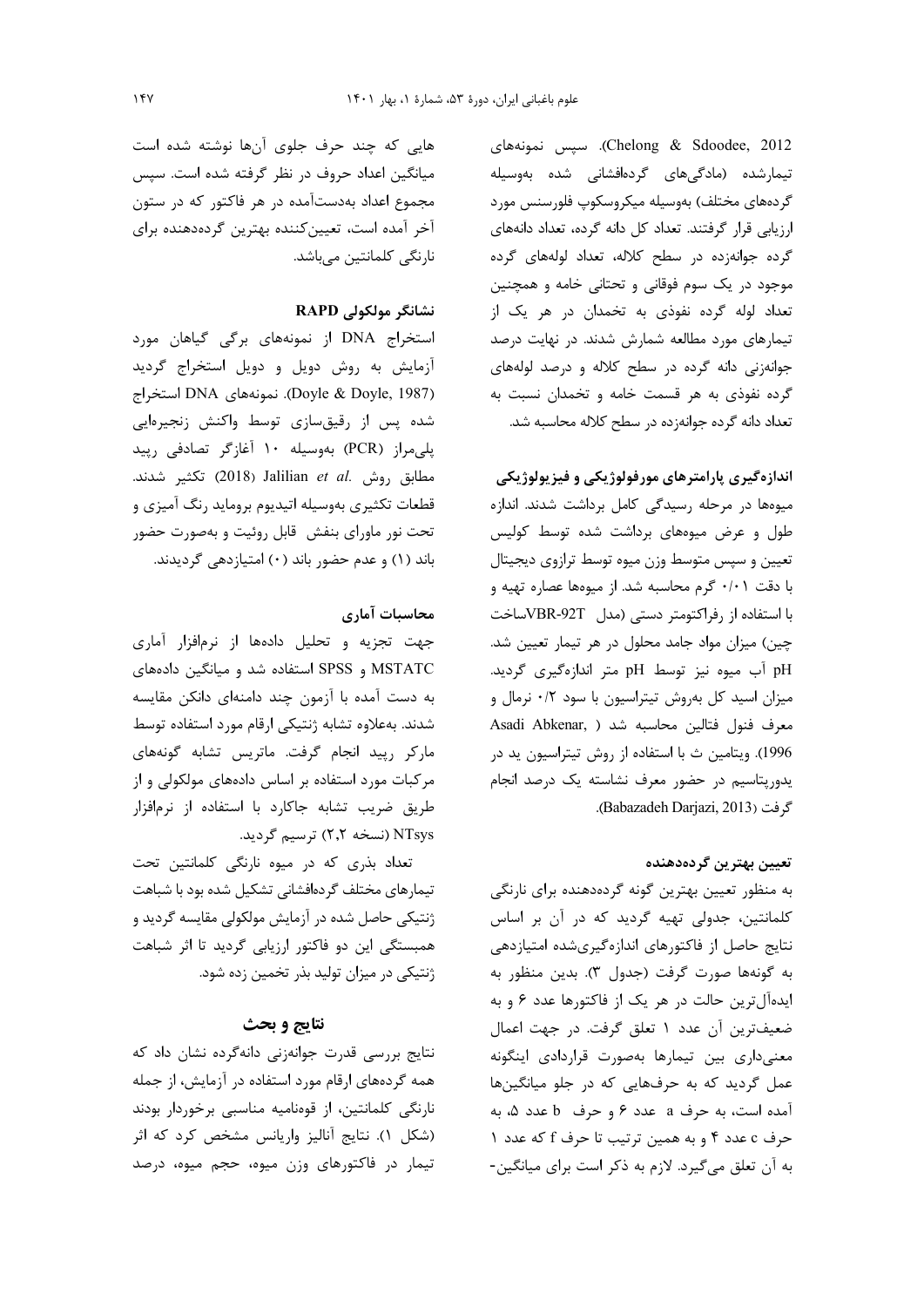Chelong & Sdoodee, 2012). سپس نمونه‌های تیمارشده (مادگی‌های گرده‌افشانی شده به‌وسیله گرده‌های مختلف) به‌وسیله میکروسکوپ فلورسنس مورد ارزیابی قرار گرفتند. تعداد کل دانه گرده، تعداد دانه‌های گرده جوانه‌زده در سطح کلاله، تعداد لوله‌های گرده موجود در یک سوم فوقانی و تحتانی خامه و همچنین تعداد لوله گرده نفوذی به تخمدان در هر یک از تیمارهای مورد مطالعه شمارش شدند. در نهایت درصد جوانه‌زنی دانه گرده در سطح کلاله و درصد لوله‌های گرده نفوذی به هر قسمت خامه و تخمدان نسبت به تعداد دانه گرده جوانه‌زده در سطح کلاله محاسبه شد.

### اندازه‌گیری پارامترهای مورفولوژیکی و فیزیولوژیکی

میوه‌ها در مرحله رسیدگی کامل برداشت شدند. اندازه طول و عرض میوه‌های برداشت شده توسط کولیس تعیین و سپس متوسط وزن میوه توسط ترازوی دیجیتال با دقت ۰/۰۱ گرم محاسبه شد. از میوه‌ها عصاره تهیه و با استفاده از رفراکتومتر دستی (مدل VBR-92T ساخت چین) میزان مواد جامد محلول در هر تیمار تعیین شد. pH آب میوه نیز توسط pH متر اندازه‌گیری گردید. میزان اسید کل به‌روش تیتراسیون با سود ۰/۲ نرمال و معرف فنول فتالین محاسبه شد (Asadi Abkenar, 1996). ویتامین ث با استفاده از روش تیتراسیون ید در یدورپتاسیم در حضور معرف نشاسته یک درصد انجام گرفت (Babazadeh Darjazi, 2013).

### تعیین بهترین گرده‌دهنده

به منظور تعیین بهترین گونه گرده‌دهنده برای نارنگی کلمانتین، جدولی تهیه گردید که در آن بر اساس نتایج حاصل از فاکتورهای اندازه‌گیری‌شده امتیازدهی به گونه‌ها صورت گرفت (جدول ۳). بدین منظور به ایده‌آل‌ترین حالت در هر یک از فاکتورها عدد ۶ و به ضعیف‌ترین آن عدد ۱ تعلق گرفت. در جهت اعمال معنی‌داری بین تیمارها به‌صورت قراردادی اینگونه عمل گردید که به حرف‌هایی که در جلو میانگین‌ها آمده است، به حرف a عدد ۶ و حرف b عدد ۵، به حرف c عدد ۴ و به همین ترتیب تا حرف f که عدد ۱ به آن تعلق می‌گیرد. لازم به ذکر است برای میانگین‌هایی که چند حرف جلوی آن‌ها نوشته شده است میانگین اعداد حروف در نظر گرفته شده است. سپس مجموع اعداد به‌دست‌آمده در هر فاکتور که در ستون آخر آمده است، تعیین‌کننده بهترین گرده‌دهنده برای نارنگی کلمانتین می‌باشد.

### نشانگر مولکولی RAPD

استخراج DNA از نمونه‌های برگی گیاهان مورد آزمایش به روش دویل و دویل استخراج گردید (Doyle & Doyle, 1987). نمونه‌های DNA استخراج شده پس از رقیق‌سازی توسط واکنش زنجیره‌ایی پلی‌مراز (PCR) به‌وسیله ۱۰ آغازگر تصادفی رپید مطابق روش Jalilian *et al.* (2018) تکثیر شدند. قطعات تکثیری به‌وسیله اتیدیوم بروماید رنگ آمیزی و تحت نور ماورای بنفش قابل روئیت و به‌صورت حضور باند (۱) و عدم حضور باند (۰) امتیازدهی گردیدند.

### محاسبات آماری

جهت تجزیه و تحلیل داده‌ها از نرم‌افزار آماری MSTATC و SPSS استفاده شد و میانگین داده‌های به دست آمده با آزمون چند دامنه‌ای دانکن مقایسه شدند. به‌علاوه تشابه ژنتیکی ارقام مورد استفاده توسط مارکر رپید انجام گرفت. ماتریس تشابه گونه‌های مرکبات مورد استفاده بر اساس داده‌های مولکولی و از طریق ضریب تشابه جاکارد با استفاده از نرم‌افزار NTsys (نسخه ۲،۲) ترسیم گردید.

تعداد بذری که در میوه نارنگی کلمانتین تحت تیمارهای مختلف گرده‌افشانی تشکیل شده بود با شباهت ژنتیکی حاصل شده در آزمایش مولکولی مقایسه گردید و همبستگی این دو فاکتور ارزیابی گردید تا اثر شباهت ژنتیکی در میزان تولید بذر تخمین زده شود.

## نتایج و بحث

نتایج بررسی قدرت جوانه‌زنی دانه‌گرده نشان داد که همه گرده‌های ارقام مورد استفاده در آزمایش، از جمله نارنگی کلمانتین، از قوه‌نامیه مناسبی برخوردار بودند (شکل ۱). نتایج آنالیز واریانس مشخص کرد که اثر تیمار در فاکتورهای وزن میوه، حجم میوه، درصد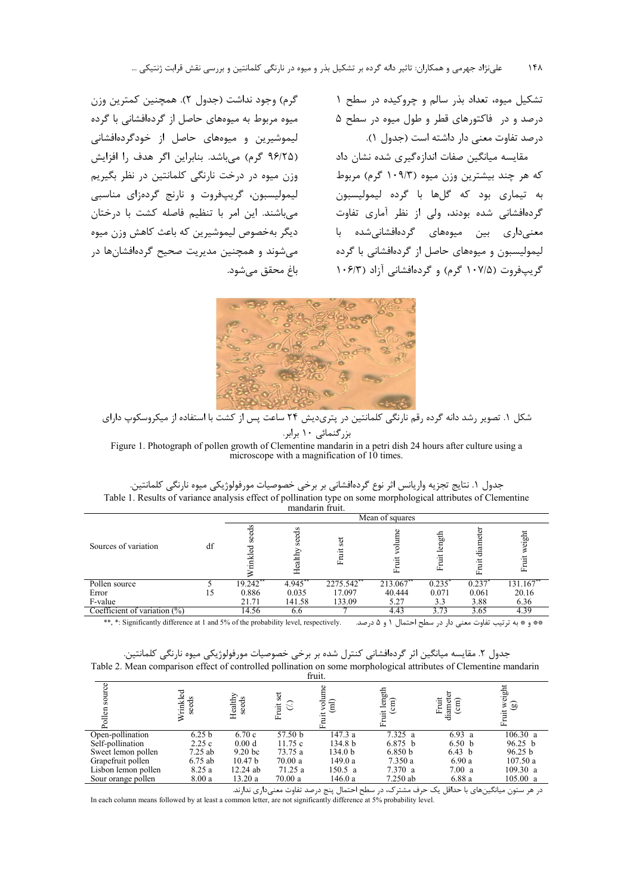تشکیل میوه، تعداد بذر سالم و چروکیده در سطح ۱ درصد و در فاکتورهای قطر و طول میوه در سطح ۵ درصد تفاوت معنی دار داشته است (جدول ۱).

مقایسه میانگین صفات اندازه‌گیری شده نشان داد که هر چند بیشترین وزن میوه (۱۰۹/۳ گرم) مربوط به تیماری بود که گل‌ها با گرده لیمولیسبون گرده‌افشانی شده بودند، ولی از نظر آماری تفاوت معنی‌داری بین میوه‌های گرده‌افشانی‌شده با لیمولیسبون و میوه‌های حاصل از گرده‌افشانی با گرده گریپ‌فروت (۱۰۷/۵ گرم) و گرده‌افشانی آزاد (۱۰۶/۳ گرم) وجود نداشت (جدول ۲). همچنین کمترین وزن میوه مربوط به میوه‌های حاصل از گرده‌افشانی با گرده لیموشیرین و میوه‌های حاصل از خودگرده‌افشانی (۹۶/۲۵ گرم) می‌باشد. بنابراین اگر هدف را افزایش وزن میوه در درخت نارنگی کلمانتین در نظر بگیریم لیمولیسبون، گریپ‌فروت و نارنج گرده‌زای مناسبی می‌باشند. این امر با تنظیم فاصله کشت با درختان دیگر به‌خصوص لیموشیرین که باعث کاهش وزن میوه می‌شوند و همچنین مدیریت صحیح گرده‌افشان‌ها در باغ محقق می‌شود.

شکل ۱. تصویر رشد دانه گرده رقم نارنگی کلمانتین در پتری‌دیش ۲۴ ساعت پس از کشت با استفاده از میکروسکوپ دارای بزرگنمائی ۱۰ برابر.

Figure 1. Photograph of pollen growth of Clementine mandarin in a petri dish 24 hours after culture using a microscope with a magnification of 10 times.

جدول ۱. نتایج تجزیه واریانس اثر نوع گرده‌افشانی بر برخی خصوصیات مورفولوژیکی میوه نارنگی کلمانتین.

Table 1. Results of variance analysis effect of pollination type on some morphological attributes of Clementine mandarin fruit.

| Sources of variation | df | Mean of squares | | | | | | |
|---|---|---|---|---|---|---|---|---|
| | | Wrinkled seeds | Healthy seeds | Fruit set | Fruit volume | Fruit length | Fruit diameter | Fruit weight |
| Pollen source | 5 | 19.242** | 4.945** | 2275.542** | 213.067** | 0.235* | 0.237* | 131.167** |
| Error | 15 | 0.886 | 0.035 | 17.097 | 40.444 | 0.071 | 0.061 | 20.16 |
| F-value | | 21.71 | 141.58 | 133.09 | 5.27 | 3.3 | 3.88 | 6.36 |
| Coefficient of variation (%) | | 14.56 | 6.6 | 7 | 4.43 | 3.73 | 3.65 | 4.39 |

**, *: Significantly difference at 1 and 5% of the probability level, respectively.

** و * به ترتیب تفاوت معنی دار در سطح احتمال ۱ و ۵ درصد.

جدول ۲. مقایسه میانگین اثر گرده‌افشانی کنترل شده بر برخی خصوصیات مورفولوژیکی میوه نارنگی کلمانتین.

Table 2. Mean comparison effect of controlled pollination on some morphological attributes of Clementine mandarin fruit.

| Pollen source | Wrinkled seeds | Healthy seeds | Fruit set (%) | Fruit volume (ml) | Fruit length (cm) | Fruit diameter (cm) | Fruit weight (g) |
|---|---|---|---|---|---|---|---|
| Open-pollination | 6.25 b | 6.70 c | 57.50 b | 147.3 a | 7.325 a | 6.93 a | 106.30 a |
| Self-pollination | 2.25 c | 0.00 d | 11.75 c | 134.8 b | 6.875 b | 6.50 b | 96.25 b |
| Sweet lemon pollen | 7.25 ab | 9.20 bc | 73.75 a | 134.0 b | 6.850 b | 6.43 b | 96.25 b |
| Grapefruit pollen | 6.75 ab | 10.47 b | 70.00 a | 149.0 a | 7.350 a | 6.90 a | 107.50 a |
| Lisbon lemon pollen | 8.25 a | 12.24 ab | 71.25 a | 150.5 a | 7.370 a | 7.00 a | 109.30 a |
| Sour orange pollen | 8.00 a | 13.20 a | 70.00 a | 146.0 a | 7.250 ab | 6.88 a | 105.00 a |

در هر ستون میانگین‌های با حداقل یک حرف مشترک، در سطح احتمال پنج درصد تفاوت معنی‌داری ندارند.

In each column means followed by at least a common letter, are not significantly difference at 5% probability level.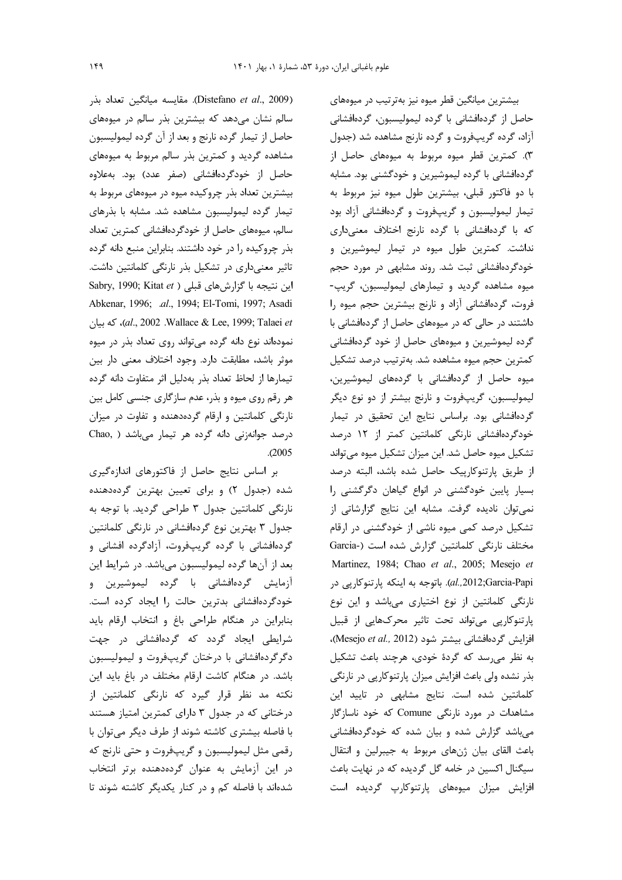بیشترین میانگین قطر میوه نیز به‌ترتیب در میوه‌های حاصل از گرده‌افشانی با گرده لیمولیسبون، گرده‌افشانی آزاد، گرده گریپ‌فروت و گرده نارنج مشاهده شد (جدول ۳). کمترین قطر میوه مربوط به میوه‌های حاصل از گرده‌افشانی با گرده لیموشیرین و خودگشنی بود. مشابه با دو فاکتور قبلی، بیشترین طول میوه نیز مربوط به تیمار لیمولیسبون و گریپ‌فروت و گرده‌افشانی آزاد بود که با گرده‌افشانی با گرده نارنج اختلاف معنی‌داری نداشت. کمترین طول میوه در تیمار لیموشیرین و خودگرده‌افشانی ثبت شد. روند مشابهی در مورد حجم میوه مشاهده گردید و تیمارهای لیمولیسبون، گریپ-فروت، گرده‌افشانی آزاد و نارنج بیشترین حجم میوه را داشتند در حالی که در میوه‌های حاصل از گرده‌افشانی با گرده لیموشیرین و میوه‌های حاصل از خود گرده‌افشانی کمترین حجم میوه مشاهده شد. به‌ترتیب درصد تشکیل میوه حاصل از گرده‌افشانی با گرده‌های لیموشیرین، لیمولیسبون، گریپ‌فروت و نارنج بیشتر از دو نوع دیگر گرده‌افشانی بود. براساس نتایج این تحقیق در تیمار خودگرده‌افشانی نارنگی کلمانتین کمتر از ۱۲ درصد تشکیل میوه حاصل شد. این میزان تشکیل میوه می‌تواند از طریق پارتنوکارپیک حاصل شده باشد، البته درصد بسیار پایین خودگشنی در انواع گیاهان دگرگشنی را نمی‌توان نادیده گرفت. مشابه این نتایج گزارشاتی از تشکیل درصد کمی میوه ناشی از خودگشنی در ارقام مختلف نارنگی کلمانتین گزارش شده است (Garcia-Martinez, 1984; Chao *et al*., 2005; Mesejo *et al*.,2012;Garcia-Papi). باتوجه به اینکه پارتنوکارپی در نارنگی کلمانتین از نوع اختیاری می‌باشد و این نوع پارتنوکارپی می‌تواند تحت تاثیر محرک‌هایی از قبیل افزایش گرده‌افشانی بیشتر شود (Mesejo *et al.*, 2012)، به نظر می‌رسد که گردهٔ خودی، هرچند باعث تشکیل بذر نشده ولی باعث افزایش میزان پارتنوکارپی در نارنگی کلمانتین شده است. نتایج مشابهی در تایید این مشاهدات در مورد نارنگی Comune که خود ناسازگار می‌باشد گزارش شده و بیان شده که خودگرده‌افشانی باعث القای بیان ژن‌های مربوط به جیبرلین و انتقال سیگنال اکسین در خامه گل گردیده که در نهایت باعث افزایش میزان میوه‌های پارتنوکارپ گردیده است (Distefano *et al*., 2009). مقایسه میانگین تعداد بذر سالم نشان می‌دهد که بیشترین بذر سالم در میوه‌های حاصل از تیمار گرده نارنج و بعد از آن گرده لیمولیسبون مشاهده گردید و کمترین بذر سالم مربوط به میوه‌های حاصل از خودگرده‌افشانی (صفر عدد) بود. به‌علاوه بیشترین تعداد بذر چروکیده میوه در میوه‌های مربوط به تیمار گرده لیمولیسبون مشاهده شد. مشابه با بذرهای سالم، میوه‌های حاصل از خودگرده‌افشانی کمترین تعداد بذر چروکیده را در خود داشتند. بنابراین منبع دانه گرده تاثیر معنی‌داری در تشکیل بذر نارنگی کلمانتین داشت. این نتیجه با گزارش‌های قبلی (Sabry, 1990; Kitat *et al*., 1994; El-Tomi, 1997; Asadi Abkenar, 1996; Wallace & Lee, 1999; Talaei *et al*., 2002)، که بیان نموده‌اند نوع دانه گرده می‌تواند روی تعداد بذر در میوه موثر باشد، مطابقت دارد. وجود اختلاف معنی دار بین تیمارها از لحاظ تعداد بذر به‌دلیل اثر متفاوت دانه گرده هر رقم روی میوه و بذر، عدم سازگاری جنسی کامل بین نارنگی کلمانتین و ارقام گرده‌دهنده و تفاوت در میزان درصد جوانه‌زنی دانه گرده هر تیمار می‌باشد (Chao, 2005).

بر اساس نتایج حاصل از فاکتورهای اندازه‌گیری شده (جدول ۲) و برای تعیین بهترین گرده‌دهنده نارنگی کلمانتین جدول ۳ طراحی گردید. با توجه به جدول ۳ بهترین نوع گرده‌افشانی در نارنگی کلمانتین گرده‌افشانی با گرده گریپ‌فروت، آزادگرده افشانی و بعد از آن‌ها گرده لیمولیسبون می‌باشد. در شرایط این آزمایش گرده‌افشانی با گرده لیموشیرین و خودگرده‌افشانی بدترین حالت را ایجاد کرده است. بنابراین در هنگام طراحی باغ و انتخاب ارقام باید شرایطی ایجاد گردد که گرده‌افشانی در جهت دگرگرده‌افشانی با درختان گریپ‌فروت و لیمولیسبون باشد. در هنگام کاشت ارقام مختلف در باغ باید این نکته مد نظر قرار گیرد که نارنگی کلمانتین از درختانی که در جدول ۳ دارای کمترین امتیاز هستند با فاصله بیشتری کاشته شوند از طرف دیگر می‌توان با رقمی مثل لیمولیسبون و گریپ‌فروت و حتی نارنج که در این آزمایش به عنوان گرده‌دهنده برتر انتخاب شده‌اند با فاصله کم و در کنار یکدیگر کاشته شوند تا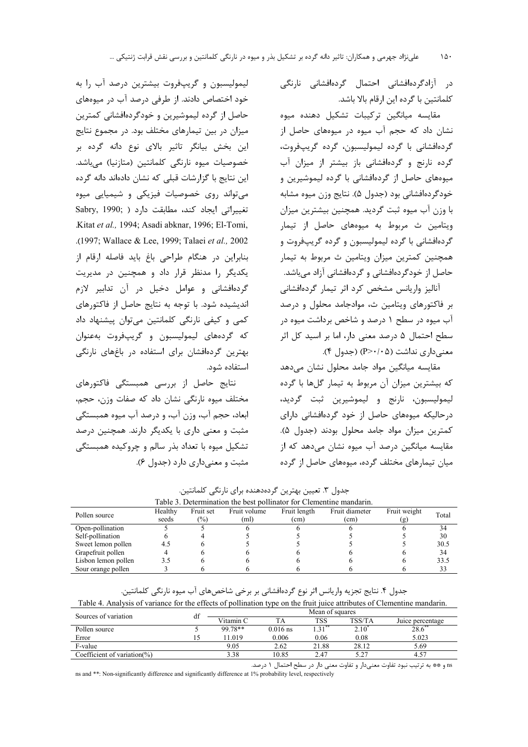در آزادگرده‌افشانی احتمال گرده‌افشانی نارنگی کلمانتین با گرده این ارقام بالا باشد.

مقایسه میانگین ترکیبات تشکیل دهنده میوه نشان داد که حجم آب میوه در میوه‌های حاصل از گرده‌افشانی با گرده لیمولیسبون، گرده گریپ‌فروت، گرده نارنج و گرده‌افشانی باز بیشتر از میزان آب میوه‌های حاصل از گرده‌افشانی با گرده لیموشیرین و خودگرده‌افشانی بود (جدول ۵). نتایج وزن میوه مشابه با وزن آب میوه ثبت گردید. همچنین بیشترین میزان ویتامین ث مربوط به میوه‌های حاصل از تیمار گرده‌افشانی با گرده لیمولیسبون و گرده گریپ‌فروت و همچنین کمترین میزان ویتامین ث مربوط به تیمار حاصل از خودگرده‌افشانی و گرده‌افشانی آزاد می‌باشد.

آنالیز واریانس مشخص کرد اثر تیمار گرده‌افشانی بر فاکتورهای ویتامین ث، موادجامد محلول و درصد آب میوه در سطح ۱ درصد و شاخص برداشت میوه در سطح احتمال ۵ درصد معنی دار، اما بر اسید کل اثر معنی‌داری نداشت (P>۰/۰۵) (جدول ۴).

مقایسه میانگین مواد جامد محلول نشان می‌دهد که بیشترین میزان آن مربوط به تیمار گل‌ها با گرده لیمولیسبون، نارنج و لیموشیرین ثبت گردید، درحالیکه میوه‌های حاصل از خود گرده‌افشانی دارای کمترین میزان مواد جامد محلول بودند (جدول ۵). مقایسه میانگین درصد آب میوه نشان می‌دهد که از میان تیمارهای مختلف گرده، میوه‌های حاصل از گرده لیمولیسبون و گریپ‌فروت بیشترین درصد آب را به خود اختصاص دادند. از طرفی درصد آب در میوه‌های حاصل از گرده لیموشیرین و خودگرده‌افشانی کمترین میزان در بین تیمارهای مختلف بود. در مجموع نتایج این بخش بیانگر تاثیر بالای نوع دانه گرده بر خصوصیات میوه نارنگی کلمانتین (متازنیا) می‌باشد. این نتایج با گزارشات قبلی که نشان داده‌اند دانه گرده می‌تواند روی خصوصیات فیزیکی و شیمیایی میوه تغییراتی ایجاد کند، مطابقت دارد (Sabry, 1990; Kitat *et al.,* 1994; Asadi abknar, 1996; El-Tomi, 1997; Wallace & Lee, 1999; Talaei *et al.,* 2002). بنابراین در هنگام طراحی باغ باید فاصله ارقام از یکدیگر را مدنظر قرار داد و همچنین در مدیریت گرده‌افشانی و عوامل دخیل در آن تدابیر لازم اندیشیده شود. با توجه به نتایج حاصل از فاکتورهای کمی و کیفی نارنگی کلمانتین می‌توان پیشنهاد داد که گرده‌های لیمولیسبون و گریپ‌فروت به‌عنوان بهترین گرده‌افشان برای استفاده در باغ‌های نارنگی استفاده شود.

نتایج حاصل از بررسی همبستگی فاکتورهای مختلف میوه نارنگی نشان داد که صفات وزن، حجم، ابعاد، حجم آب، وزن آب، و درصد آب میوه همبستگی مثبت و معنی داری با یکدیگر دارند. همچنین درصد تشکیل میوه با تعداد بذر سالم و چروکیده همبستگی مثبت و معنی‌داری دارد (جدول ۶).

جدول ۳. تعیین بهترین گرده‌دهنده برای نارنگی کلمانتین.

Table 3. Determination the best pollinator for Clementine mandarin.

| Pollen source | Healthy seeds | Fruit set (%) | Fruit volume (ml) | Fruit length (cm) | Fruit diameter (cm) | Fruit weight (g) | Total |
|---|---|---|---|---|---|---|---|
| Open-pollination | 5 | 5 | 6 | 6 | 6 | 6 | 34 |
| Self-pollination | 6 | 4 | 5 | 5 | 5 | 5 | 30 |
| Sweet lemon pollen | 4.5 | 6 | 5 | 5 | 5 | 5 | 30.5 |
| Grapefruit pollen | 4 | 6 | 6 | 6 | 6 | 6 | 34 |
| Lisbon lemon pollen | 3.5 | 6 | 6 | 6 | 6 | 6 | 33.5 |
| Sour orange pollen | 3 | 6 | 6 | 6 | 6 | 6 | 33 |

جدول ۴. نتایج تجزیه واریانس اثر نوع گرده‌افشانی بر برخی شاخص‌های آب میوه نارنگی کلمانتین.

Table 4. Analysis of variance for the effects of pollination type on the fruit juice attributes of Clementine mandarin.

| Sources of variation | df | Mean of squares | | | | |
|---|---|---|---|---|---|---|
| | | Vitamin C | TA | TSS | TSS/TA | Juice percentage |
| Pollen source | 5 | 99.78** | 0.016 ns | 1.31** | 2.10* | 28.6** |
| Error | 15 | 11.019 | 0.006 | 0.06 | 0.08 | 5.023 |
| F-value | | 9.05 | 2.62 | 21.88 | 28.12 | 5.69 |
| Coefficient of variation(%) | | 3.38 | 10.85 | 2.47 | 5.27 | 4.57 |

ns و ** به ترتیب نبود تفاوت معنی‌دار و تفاوت معنی دار در سطح احتمال ۱ درصد.

ns and **: Non-significantly difference and significantly difference at 1% probability level, respectively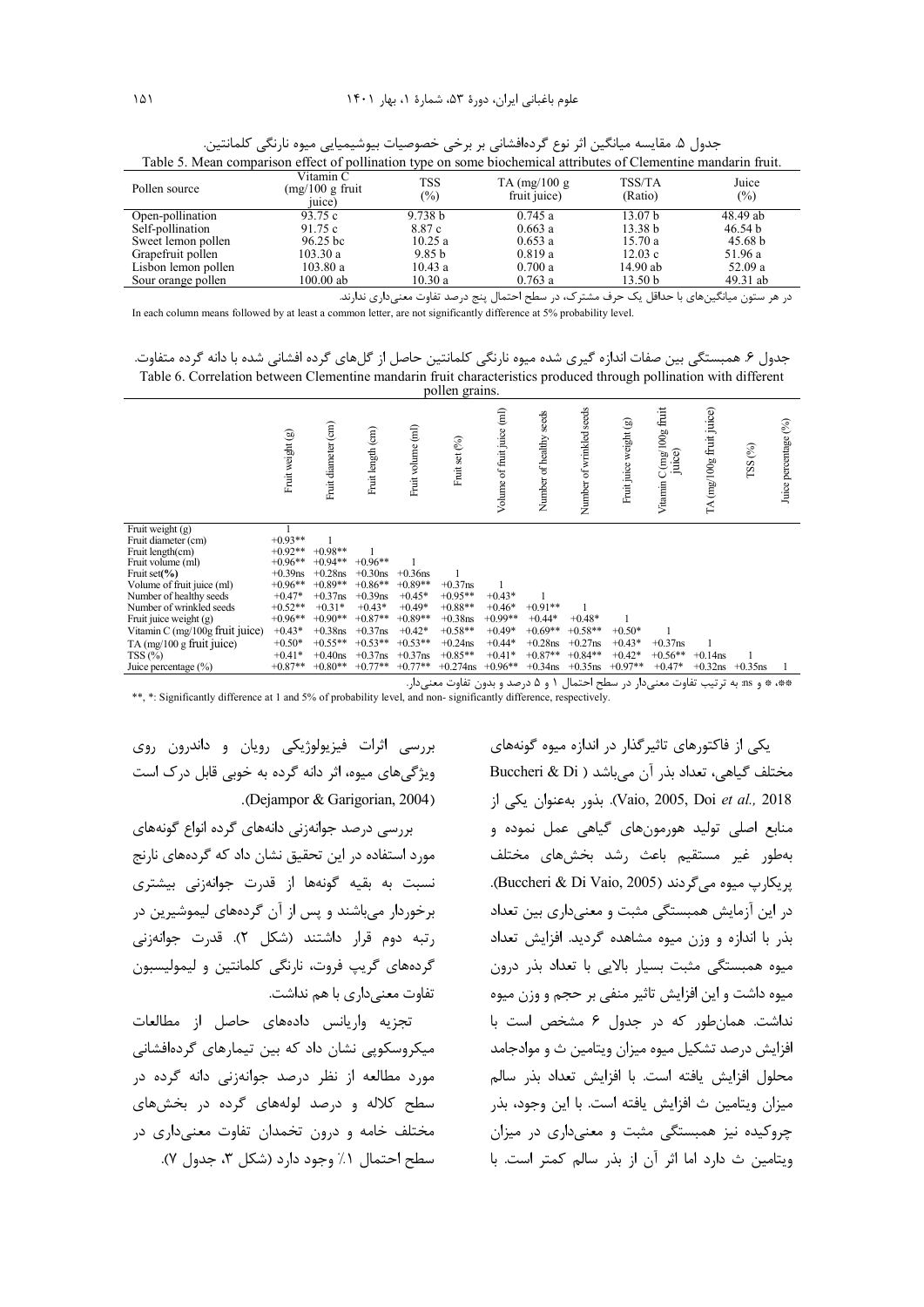جدول ۵. مقایسه میانگین اثر نوع گرده‌افشانی بر برخی خصوصیات بیوشیمیایی میوه نارنگی کلمانتین.

Table 5. Mean comparison effect of pollination type on some biochemical attributes of Clementine mandarin fruit.

| Pollen source | Vitamin C (mg/100 g fruit juice) | TSS (%) | TA (mg/100 g fruit juice) | TSS/TA (Ratio) | Juice (%) |
|---|---|---|---|---|---|
| Open-pollination | 93.75 c | 9.738 b | 0.745 a | 13.07 b | 48.49 ab |
| Self-pollination | 91.75 c | 8.87 c | 0.663 a | 13.38 b | 46.54 b |
| Sweet lemon pollen | 96.25 bc | 10.25 a | 0.653 a | 15.70 a | 45.68 b |
| Grapefruit pollen | 103.30 a | 9.85 b | 0.819 a | 12.03 c | 51.96 a |
| Lisbon lemon pollen | 103.80 a | 10.43 a | 0.700 a | 14.90 ab | 52.09 a |
| Sour orange pollen | 100.00 ab | 10.30 a | 0.763 a | 13.50 b | 49.31 ab |

در هر ستون میانگین‌های با حداقل یک حرف مشترک، در سطح احتمال پنج درصد تفاوت معنی‌داری ندارند.

In each column means followed by at least a common letter, are not significantly difference at 5% probability level.

جدول ۶. همبستگی بین صفات اندازه گیری شده میوه نارنگی کلمانتین حاصل از گل‌های گرده افشانی شده با دانه گرده متفاوت.

Table 6. Correlation between Clementine mandarin fruit characteristics produced through pollination with different pollen grains.

| | Fruit weight (g) | Fruit diameter (cm) | Fruit length (cm) | Fruit volume (ml) | Fruit set (%) | Volume of fruit juice (ml) | Number of healthy seeds | Number of wrinkled seeds | Fruit juice weight (g) | Vitamin C (mg/100g fruit juice) | TA (mg/100g fruit juice) | TSS (%) | Juice percentage (%) |
|---|---|---|---|---|---|---|---|---|---|---|---|---|---|
| Fruit weight (g) | 1 | | | | | | | | | | | | |
| Fruit diameter (cm) | +0.93** | 1 | | | | | | | | | | | |
| Fruit length(cm) | +0.92** | +0.98** | 1 | | | | | | | | | | |
| Fruit volume (ml) | +0.96** | +0.94** | +0.96** | 1 | | | | | | | | | |
| Fruit set(%) | +0.39ns | +0.28ns | +0.30ns | +0.36ns | 1 | | | | | | | | |
| Volume of fruit juice (ml) | +0.96** | +0.89** | +0.86** | +0.89** | +0.37ns | 1 | | | | | | | |
| Number of healthy seeds | +0.47* | +0.37ns | +0.39ns | +0.45* | +0.95** | +0.43* | 1 | | | | | | |
| Number of wrinkled seeds | +0.52** | +0.31* | +0.43* | +0.49* | +0.88** | +0.46* | +0.91** | 1 | | | | | |
| Fruit juice weight (g) | +0.96** | +0.90** | +0.87** | +0.89** | +0.38ns | +0.99** | +0.44* | +0.48* | 1 | | | | |
| Vitamin C (mg/100g fruit juice) | +0.43* | +0.38ns | +0.37ns | +0.42* | +0.58** | +0.49* | +0.69** | +0.58** | +0.50* | 1 | | | |
| TA (mg/100 g fruit juice) | +0.50* | +0.55** | +0.53** | +0.53** | +0.24ns | +0.44* | +0.28ns | +0.27ns | +0.43* | +0.37ns | 1 | | |
| TSS (%) | +0.41* | +0.40ns | +0.37ns | +0.37ns | +0.85** | +0.41* | +0.87** | +0.84** | +0.42* | +0.56** | +0.14ns | 1 | |
| Juice percentage (%) | +0.87** | +0.80** | +0.77** | +0.77** | +0.274ns | +0.96** | +0.34ns | +0.35ns | +0.97** | +0.47* | +0.32ns | +0.35ns | 1 |

**، * و ns: به ترتیب تفاوت معنی‌دار در سطح احتمال ۱ و ۵ درصد و بدون تفاوت معنی‌دار.

**, *: Significantly difference at 1 and 5% of probability level, and non- significantly difference, respectively.

یکی از فاکتورهای تاثیرگذار در اندازه میوه گونه‌های مختلف گیاهی، تعداد بذر آن می‌باشد (Buccheri & Di Vaio, 2005, Doi *et al.,* 2018). بذور به‌عنوان یکی از منابع اصلی تولید هورمون‌های گیاهی عمل نموده و به‌طور غیر مستقیم باعث رشد بخش‌های مختلف پریکارپ میوه می‌گردند (Buccheri & Di Vaio, 2005). در این آزمایش همبستگی مثبت و معنی‌داری بین تعداد بذر با اندازه و وزن میوه مشاهده گردید. افزایش تعداد میوه همبستگی مثبت بسیار بالایی با تعداد بذر درون میوه داشت و این افزایش تاثیر منفی بر حجم و وزن میوه نداشت. همان‌طور که در جدول ۶ مشخص است با افزایش درصد تشکیل میوه میزان ویتامین ث و موادجامد محلول افزایش یافته است. با افزایش تعداد بذر سالم میزان ویتامین ث افزایش یافته است. با این وجود، بذر چروکیده نیز همبستگی مثبت و معنی‌داری در میزان ویتامین ث دارد اما اثر آن از بذر سالم کمتر است. با بررسی اثرات فیزیولوژیکی رویان و داندرون روی ویژگی‌های میوه، اثر دانه گرده به خوبی قابل درک است (Dejampor & Garigorian, 2004).

بررسی درصد جوانه‌زنی دانه‌های گرده انواع گونه‌های مورد استفاده در این تحقیق نشان داد که گرده‌های نارنج نسبت به بقیه گونه‌ها از قدرت جوانه‌زنی بیشتری برخوردار می‌باشند و پس از آن گرده‌های لیموشیرین در رتبه دوم قرار داشتند (شکل ۲). قدرت جوانه‌زنی گرده‌های گریپ فروت، نارنگی کلمانتین و لیمولیسبون تفاوت معنی‌داری با هم نداشت.

تجزیه واریانس داده‌های حاصل از مطالعات میکروسکوپی نشان داد که بین تیمارهای گرده‌افشانی مورد مطالعه از نظر درصد جوانه‌زنی دانه گرده در سطح کلاله و درصد لوله‌های گرده در بخش‌های مختلف خامه و درون تخمدان تفاوت معنی‌داری در سطح احتمال ۱٪ وجود دارد (شکل ۳، جدول ۷).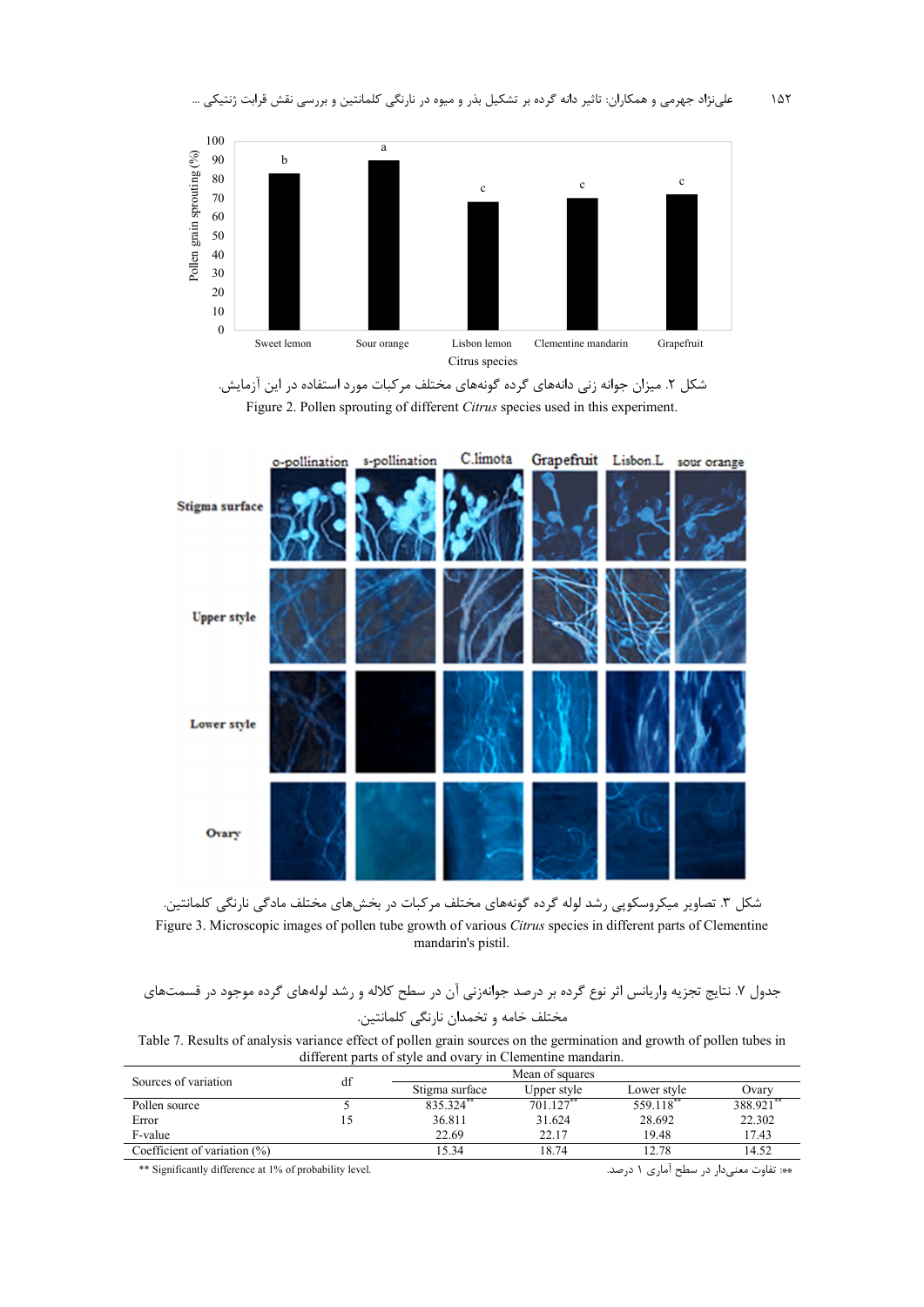شکل ۲. میزان جوانه زنی دانه‌های گرده گونه‌های مختلف مرکبات مورد استفاده در این آزمایش.

Figure 2. Pollen sprouting of different *Citrus* species used in this experiment.

شکل ۳. تصاویر میکروسکوپی رشد لوله گرده گونه‌های مختلف مرکبات در بخش‌های مختلف مادگی نارنگی کلمانتین.

Figure 3. Microscopic images of pollen tube growth of various *Citrus* species in different parts of Clementine mandarin's pistil.

جدول ۷. نتایج تجزیه واریانس اثر نوع گرده بر درصد جوانه‌زنی آن در سطح کلاله و رشد لوله‌های گرده موجود در قسمت‌های مختلف خامه و تخمدان نارنگی کلمانتین.

Table 7. Results of analysis variance effect of pollen grain sources on the germination and growth of pollen tubes in different parts of style and ovary in Clementine mandarin.

| Sources of variation | df | Mean of squares | | | |
|---|---|---|---|---|---|
| | | Stigma surface | Upper style | Lower style | Ovary |
| Pollen source | 5 | 835.324** | 701.127** | 559.118** | 388.921** |
| Error | 15 | 36.811 | 31.624 | 28.692 | 22.302 |
| F-value | | 22.69 | 22.17 | 19.48 | 17.43 |
| Coefficient of variation (%) | | 15.34 | 18.74 | 12.78 | 14.52 |

** Significantly difference at 1% of probability level.

**: تفاوت معنی‌دار در سطح آماری ۱ درصد.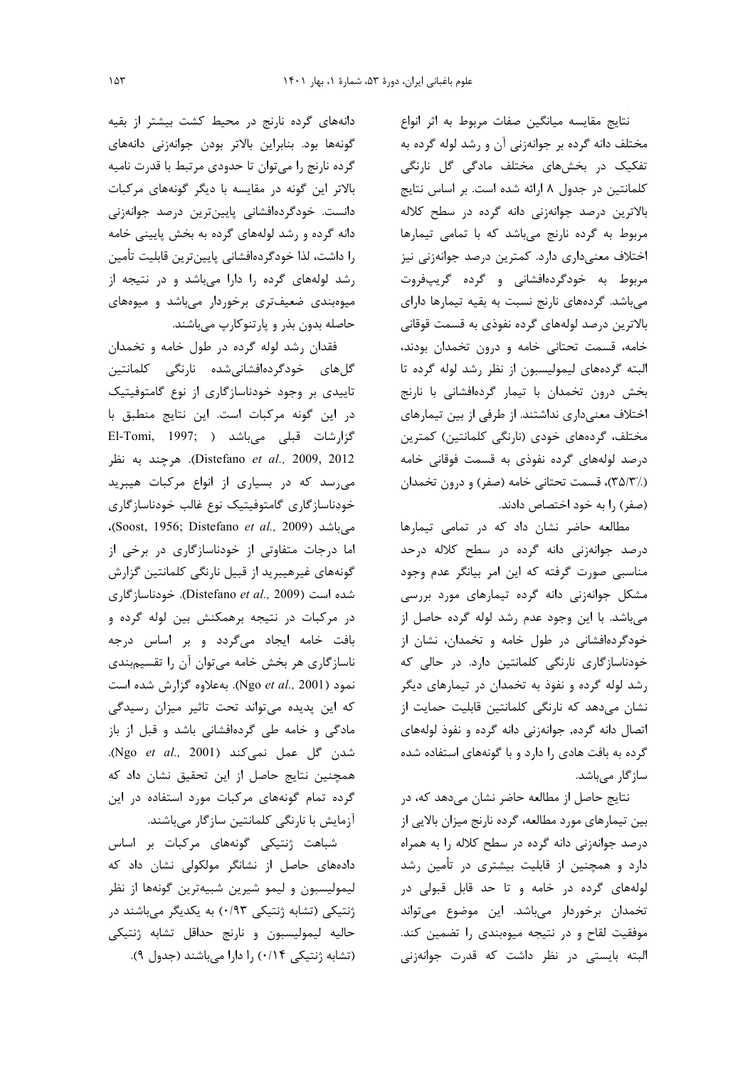نتایج مقایسه میانگین صفات مربوط به اثر انواع مختلف دانه گرده بر جوانه‌زنی آن و رشد لوله گرده به تفکیک در بخش‌های مختلف مادگی گل نارنگی کلمانتین در جدول ۸ ارائه شده است. بر اساس نتایج بالاترین درصد جوانه‌زنی دانه گرده در سطح کلاله مربوط به گرده نارنج می‌باشد که با تمامی تیمارها اختلاف معنی‌داری دارد. کمترین درصد جوانه‌زنی نیز مربوط به خودگرده‌افشانی و گرده گریپ‌فروت می‌باشد. گرده‌های نارنج نسبت به بقیه تیمارها دارای بالاترین درصد لوله‌های گرده نفوذی به قسمت فوقانی خامه، قسمت تحتانی خامه و درون تخمدان بودند، البته گرده‌های لیمولیسبون از نظر رشد لوله گرده تا بخش درون تخمدان با تیمار گرده‌افشانی با نارنج اختلاف معنی‌داری نداشتند. از طرفی از بین تیمارهای مختلف، گرده‌های خودی (نارنگی کلمانتین) کمترین درصد لوله‌های گرده نفوذی به قسمت فوقانی خامه (۳۵/۳٪)، قسمت تحتانی خامه (صفر) و درون تخمدان (صفر) را به خود اختصاص دادند.

مطالعه حاضر نشان داد که در تمامی تیمارها درصد جوانه‌زنی دانه گرده در سطح کلاله درحد مناسبی صورت گرفته که این امر بیانگر عدم وجود مشکل جوانه‌زنی دانه گرده تیمارهای مورد بررسی می‌باشد. با این وجود عدم رشد لوله گرده حاصل از خودگرده‌افشانی در طول خامه و تخمدان، نشان از خودناسازگاری نارنگی کلمانتین دارد. در حالی که رشد لوله گرده و نفوذ به تخمدان در تیمارهای دیگر نشان می‌دهد که نارنگی کلمانتین قابلیت حمایت از اتصال دانه گرده، جوانه‌زنی دانه گرده و نفوذ لوله‌های گرده به بافت هادی را دارد و با گونه‌های استفاده شده سازگار می‌باشد.

نتایج حاصل از مطالعه حاضر نشان می‌دهد که، در بین تیمارهای مورد مطالعه، گرده نارنج میزان بالایی از درصد جوانه‌زنی دانه گرده در سطح کلاله را به همراه دارد و همچنین از قابلیت بیشتری در تأمین رشد لوله‌های گرده در خامه و تا حد قابل قبولی در تخمدان برخوردار می‌باشد. این موضوع می‌تواند موفقیت لقاح و در نتیجه میوه‌بندی را تضمین کند. البته بایستی در نظر داشت که قدرت جوانه‌زنی دانه‌های گرده نارنج در محیط کشت بیشتر از بقیه گونه‌ها بود. بنابراین بالاتر بودن جوانه‌زنی دانه‌های گرده نارنج را می‌توان تا حدودی مرتبط با قدرت نامیه بالاتر این گونه در مقایسه با دیگر گونه‌های مرکبات دانست. خودگرده‌افشانی پایین‌ترین درصد جوانه‌زنی دانه گرده و رشد لوله‌های گرده به بخش پایینی خامه را داشت، لذا خودگرده‌افشانی پایین‌ترین قابلیت تأمین رشد لوله‌های گرده را دارا می‌باشد و در نتیجه از میوه‌بندی ضعیف‌تری برخوردار می‌باشد و میوه‌های حاصله بدون بذر و پارتنوکارپ می‌باشند.

فقدان رشد لوله گرده در طول خامه و تخمدان گل‌های خودگرده‌افشانی‌شده نارنگی کلمانتین تاییدی بر وجود خودناسازگاری از نوع گامتوفیتیک در این گونه مرکبات است. این نتایج منطبق با گزارشات قبلی می‌باشد (El-Tomi, 1997; Distefano *et al.*, 2009, 2012). هرچند به نظر می‌رسد که در بسیاری از انواع مرکبات هیبرید خودناسازگاری گامتوفیتیک نوع غالب خودناسازگاری می‌باشد (Soost, 1956; Distefano *et al.*, 2009)، اما درجات متفاوتی از خودناسازگاری در برخی از گونه‌های غیرهیبرید از قبیل نارنگی کلمانتین گزارش شده است (Distefano *et al.*, 2009). خودناسازگاری در مرکبات در نتیجه برهمکنش بین لوله گرده و بافت خامه ایجاد می‌گردد و بر اساس درجه ناسازگاری هر بخش خامه می‌توان آن را تقسیم‌بندی نمود (Ngo *et al.*, 2001). به‌علاوه گزارش شده است که این پدیده می‌تواند تحت تاثیر میزان رسیدگی مادگی و خامه طی گرده‌افشانی باشد و قبل از باز شدن گل عمل نمی‌کند (Ngo *et al.*, 2001). همچنین نتایج حاصل از این تحقیق نشان داد که گرده تمام گونه‌های مرکبات مورد استفاده در این آزمایش با نارنگی کلمانتین سازگار می‌باشند.

شباهت ژنتیکی گونه‌های مرکبات بر اساس داده‌های حاصل از نشانگر مولکولی نشان داد که لیمولیسبون و لیمو شیرین شبیه‌ترین گونه‌ها از نظر ژنتیکی (تشابه ژنتیکی ۰/۹۳) به یکدیگر می‌باشند در حالیه لیمولیسبون و نارنج حداقل تشابه ژنتیکی (تشابه ژنتیکی ۰/۱۴) را دارا می‌باشند (جدول ۹).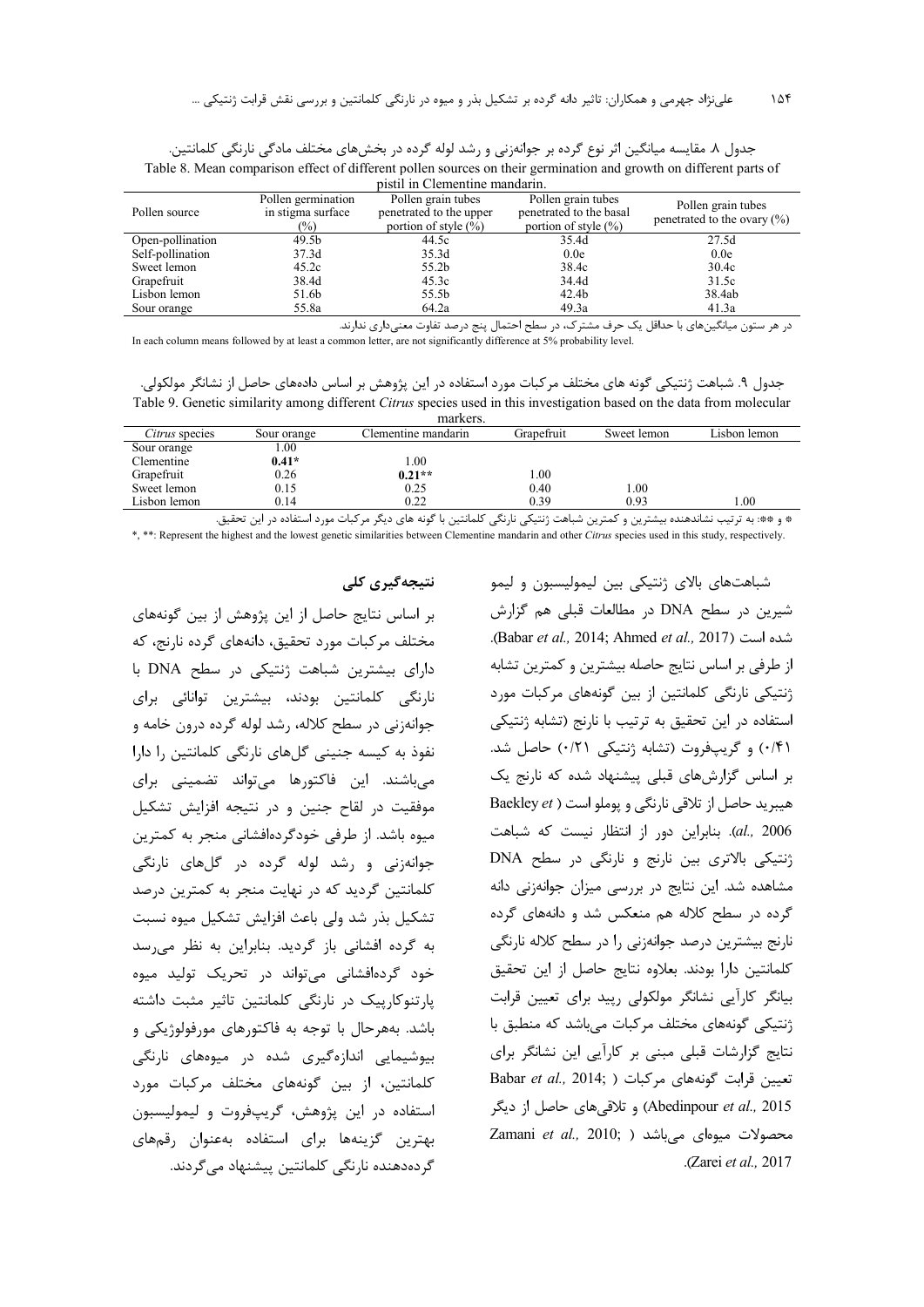جدول ۸. مقایسه میانگین اثر نوع گرده بر جوانه‌زنی و رشد لوله گرده در بخش‌های مختلف مادگی نارنگی کلمانتین.

Table 8. Mean comparison effect of different pollen sources on their germination and growth on different parts of pistil in Clementine mandarin.

| Pollen source | Pollen germination in stigma surface (%) | Pollen grain tubes penetrated to the upper portion of style (%) | Pollen grain tubes penetrated to the basal portion of style (%) | Pollen grain tubes penetrated to the ovary (%) |
|---|---|---|---|---|
| Open-pollination | 49.5b | 44.5c | 35.4d | 27.5d |
| Self-pollination | 37.3d | 35.3d | 0.0e | 0.0e |
| Sweet lemon | 45.2c | 55.2b | 38.4c | 30.4c |
| Grapefruit | 38.4d | 45.3c | 34.4d | 31.5c |
| Lisbon lemon | 51.6b | 55.5b | 42.4b | 38.4ab |
| Sour orange | 55.8a | 64.2a | 49.3a | 41.3a |

در هر ستون میانگین‌های با حداقل یک حرف مشترک، در سطح احتمال پنج درصد تفاوت معنی‌داری ندارند.

In each column means followed by at least a common letter, are not significantly difference at 5% probability level.

جدول ۹. شباهت ژنتیکی گونه های مختلف مرکبات مورد استفاده در این پژوهش بر اساس داده‌های حاصل از نشانگر مولکولی.

Table 9. Genetic similarity among different *Citrus* species used in this investigation based on the data from molecular markers.

| *Citrus* species | Sour orange | Clementine mandarin | Grapefruit | Sweet lemon | Lisbon lemon |
|---|---|---|---|---|---|
| Sour orange | 1.00 | | | | |
| Clementine | **0.41*** | 1.00 | | | |
| Grapefruit | 0.26 | **0.21**** | 1.00 | | |
| Sweet lemon | 0.15 | 0.25 | 0.40 | 1.00 | |
| Lisbon lemon | 0.14 | 0.22 | 0.39 | 0.93 | 1.00 |

* و **: به ترتیب نشاندهنده بیشترین و کمترین شباهت ژنتیکی نارنگی کلمانتین با گونه های دیگر مرکبات مورد استفاده در این تحقیق.

*, **: Represent the highest and the lowest genetic similarities between Clementine mandarin and other *Citrus* species used in this study, respectively.

شباهت‌های بالای ژنتیکی بین لیمولیسبون و لیمو شیرین در سطح DNA در مطالعات قبلی هم گزارش شده است (Babar *et al.,* 2014; Ahmed *et al.,* 2017). از طرفی بر اساس نتایج حاصله بیشترین و کمترین تشابه ژنتیکی نارنگی کلمانتین از بین گونه‌های مرکبات مورد استفاده در این تحقیق به ترتیب با نارنج (تشابه ژنتیکی ۰/۴۱) و گریپ‌فروت (تشابه ژنتیکی ۰/۲۱) حاصل شد. بر اساس گزارش‌های قبلی پیشنهاد شده که نارنج یک هیبرید حاصل از تلاقی نارنگی و پوملو است (Baekley *et al.,* 2006). بنابراین دور از انتظار نیست که شباهت ژنتیکی بالاتری بین نارنج و نارنگی در سطح DNA مشاهده شد. این نتایج در بررسی میزان جوانه‌زنی دانه گرده در سطح کلاله هم منعکس شد و دانه‌های گرده نارنج بیشترین درصد جوانه‌زنی را در سطح کلاله نارنگی کلمانتین دارا بودند. بعلاوه نتایج حاصل از این تحقیق بیانگر کارآیی نشانگر مولکولی رپید برای تعیین قرابت ژنتیکی گونه‌های مختلف مرکبات می‌باشد که منطبق با نتایج گزارشات قبلی مبنی بر کارآیی این نشانگر برای تعیین قرابت گونه‌های مرکبات (Babar *et al.,* 2014; Abedinpour *et al.,* 2015) و تلاقی‌های حاصل از دیگر محصولات میوه‌ای می‌باشد (Zamani *et al.,* 2010; Zarei *et al.,* 2017).

## نتیجه‌گیری کلی

بر اساس نتایج حاصل از این پژوهش از بین گونه‌های مختلف مرکبات مورد تحقیق، دانه‌های گرده نارنج، که دارای بیشترین شباهت ژنتیکی در سطح DNA با نارنگی کلمانتین بودند، بیشترین توانائی برای جوانه‌زنی در سطح کلاله، رشد لوله گرده درون خامه و نفوذ به کیسه جنینی گل‌های نارنگی کلمانتین را دارا می‌باشند. این فاکتورها می‌تواند تضمینی برای موفقیت در لقاح جنین و در نتیجه افزایش تشکیل میوه باشد. از طرفی خودگرده‌افشانی منجر به کمترین جوانه‌زنی و رشد لوله گرده در گل‌های نارنگی کلمانتین گردید که در نهایت منجر به کمترین درصد تشکیل بذر شد ولی باعث افزایش تشکیل میوه نسبت به گرده افشانی باز گردید. بنابراین به نظر می‌رسد خود گرده‌افشانی می‌تواند در تحریک تولید میوه پارتنوکارپیک در نارنگی کلمانتین تاثیر مثبت داشته باشد. به‌هرحال با توجه به فاکتورهای مورفولوژیکی و بیوشیمایی اندازه‌گیری شده در میوه‌های نارنگی کلمانتین، از بین گونه‌های مختلف مرکبات مورد استفاده در این پژوهش، گریپ‌فروت و لیمولیسبون بهترین گزینه‌ها برای استفاده به‌عنوان رقم‌های گرده‌دهنده نارنگی کلمانتین پیشنهاد می‌گردند.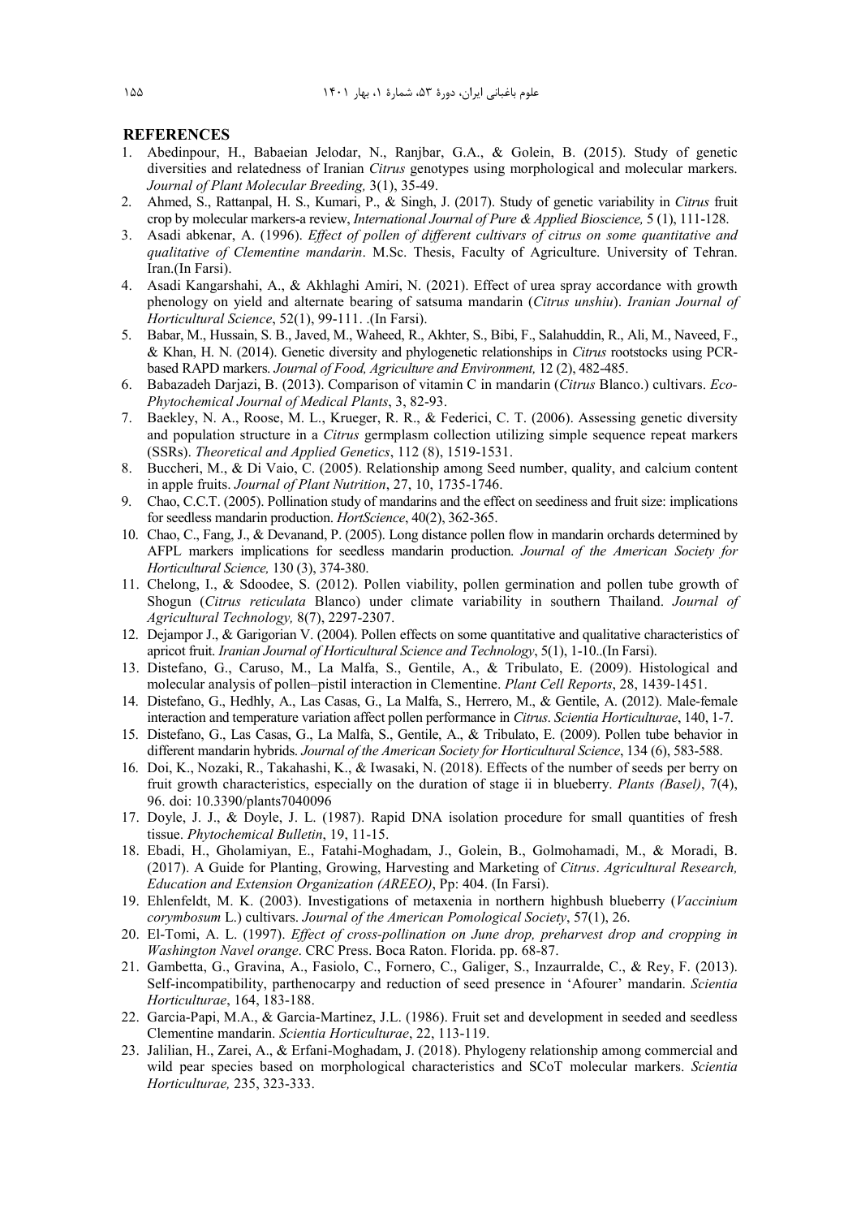## REFERENCES

1. Abedinpour, H., Babaeian Jelodar, N., Ranjbar, G.A., & Golein, B. (2015). Study of genetic diversities and relatedness of Iranian *Citrus* genotypes using morphological and molecular markers. *Journal of Plant Molecular Breeding,* 3(1), 35-49.
2. Ahmed, S., Rattanpal, H. S., Kumari, P., & Singh, J. (2017). Study of genetic variability in *Citrus* fruit crop by molecular markers-a review, *International Journal of Pure & Applied Bioscience,* 5 (1), 111-128.
3. Asadi abkenar, A. (1996). *Effect of pollen of different cultivars of citrus on some quantitative and qualitative of Clementine mandarin*. M.Sc. Thesis, Faculty of Agriculture. University of Tehran. Iran.(In Farsi).
4. Asadi Kangarshahi, A., & Akhlaghi Amiri, N. (2021). Effect of urea spray accordance with growth phenology on yield and alternate bearing of satsuma mandarin (*Citrus unshiu*). *Iranian Journal of Horticultural Science*, 52(1), 99-111. .(In Farsi).
5. Babar, M., Hussain, S. B., Javed, M., Waheed, R., Akhter, S., Bibi, F., Salahuddin, R., Ali, M., Naveed, F., & Khan, H. N. (2014). Genetic diversity and phylogenetic relationships in *Citrus* rootstocks using PCR-based RAPD markers. *Journal of Food, Agriculture and Environment,* 12 (2), 482-485.
6. Babazadeh Darjazi, B. (2013). Comparison of vitamin C in mandarin (*Citrus* Blanco.) cultivars. *Eco-Phytochemical Journal of Medical Plants*, 3, 82-93.
7. Baekley, N. A., Roose, M. L., Krueger, R. R., & Federici, C. T. (2006). Assessing genetic diversity and population structure in a *Citrus* germplasm collection utilizing simple sequence repeat markers (SSRs). *Theoretical and Applied Genetics*, 112 (8), 1519-1531.
8. Buccheri, M., & Di Vaio, C. (2005). Relationship among Seed number, quality, and calcium content in apple fruits. *Journal of Plant Nutrition*, 27, 10, 1735-1746.
9. Chao, C.C.T. (2005). Pollination study of mandarins and the effect on seediness and fruit size: implications for seedless mandarin production. *HortScience*, 40(2), 362-365.
10. Chao, C., Fang, J., & Devanand, P. (2005). Long distance pollen flow in mandarin orchards determined by AFPL markers implications for seedless mandarin production. *Journal of the American Society for Horticultural Science,* 130 (3), 374-380.
11. Chelong, I., & Sdoodee, S. (2012). Pollen viability, pollen germination and pollen tube growth of Shogun (*Citrus reticulata* Blanco) under climate variability in southern Thailand. *Journal of Agricultural Technology,* 8(7), 2297-2307.
12. Dejampor J., & Garigorian V. (2004). Pollen effects on some quantitative and qualitative characteristics of apricot fruit. *Iranian Journal of Horticultural Science and Technology*, 5(1), 1-10..(In Farsi).
13. Distefano, G., Caruso, M., La Malfa, S., Gentile, A., & Tribulato, E. (2009). Histological and molecular analysis of pollen–pistil interaction in Clementine. *Plant Cell Reports*, 28, 1439-1451.
14. Distefano, G., Hedhly, A., Las Casas, G., La Malfa, S., Herrero, M., & Gentile, A. (2012). Male-female interaction and temperature variation affect pollen performance in *Citrus*. *Scientia Horticulturae*, 140, 1-7.
15. Distefano, G., Las Casas, G., La Malfa, S., Gentile, A., & Tribulato, E. (2009). Pollen tube behavior in different mandarin hybrids. *Journal of the American Society for Horticultural Science*, 134 (6), 583-588.
16. Doi, K., Nozaki, R., Takahashi, K., & Iwasaki, N. (2018). Effects of the number of seeds per berry on fruit growth characteristics, especially on the duration of stage ii in blueberry. *Plants (Basel)*, 7(4), 96. doi: 10.3390/plants7040096
17. Doyle, J. J., & Doyle, J. L. (1987). Rapid DNA isolation procedure for small quantities of fresh tissue. *Phytochemical Bulletin*, 19, 11-15.
18. Ebadi, H., Gholamiyan, E., Fatahi-Moghadam, J., Golein, B., Golmohamadi, M., & Moradi, B. (2017). A Guide for Planting, Growing, Harvesting and Marketing of *Citrus*. *Agricultural Research, Education and Extension Organization (AREEO)*, Pp: 404. (In Farsi).
19. Ehlenfeldt, M. K. (2003). Investigations of metaxenia in northern highbush blueberry (*Vaccinium corymbosum* L.) cultivars. *Journal of the American Pomological Society*, 57(1), 26.
20. El-Tomi, A. L. (1997). *Effect of cross-pollination on June drop, preharvest drop and cropping in Washington Navel orange*. CRC Press. Boca Raton. Florida. pp. 68-87.
21. Gambetta, G., Gravina, A., Fasiolo, C., Fornero, C., Galiger, S., Inzaurralde, C., & Rey, F. (2013). Self-incompatibility, parthenocarpy and reduction of seed presence in 'Afourer' mandarin. *Scientia Horticulturae*, 164, 183-188.
22. Garcia-Papi, M.A., & Garcia-Martinez, J.L. (1986). Fruit set and development in seeded and seedless Clementine mandarin. *Scientia Horticulturae*, 22, 113-119.
23. Jalilian, H., Zarei, A., & Erfani-Moghadam, J. (2018). Phylogeny relationship among commercial and wild pear species based on morphological characteristics and SCoT molecular markers. *Scientia Horticulturae,* 235, 323-333.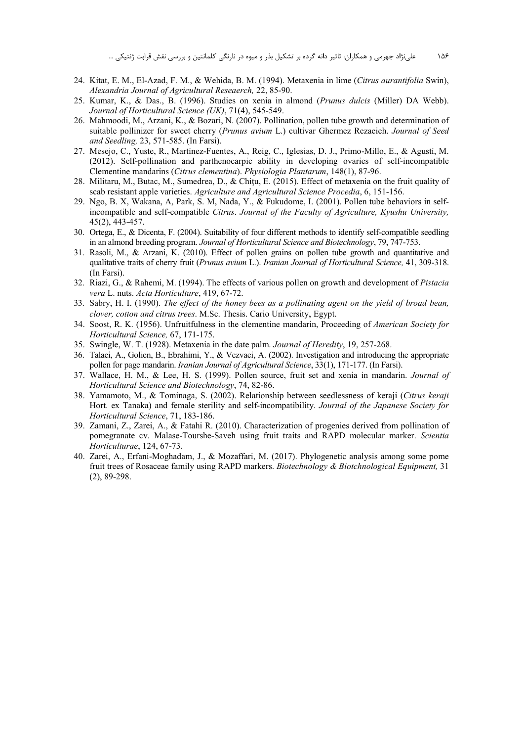24. Kitat, E. M., El-Azad, F. M., & Wehida, B. M. (1994). Metaxenia in lime (*Citrus aurantifolia* Swin), *Alexandria Journal of Agricultural Reseaerch,* 22, 85-90.
25. Kumar, K., & Das., B. (1996). Studies on xenia in almond (*Prunus dulcis* (Miller) DA Webb). *Journal of Horticultural Science (UK)*, 71(4), 545-549.
26. Mahmoodi, M., Arzani, K., & Bozari, N. (2007). Pollination, pollen tube growth and determination of suitable pollinizer for sweet cherry (*Prunus avium* L.) cultivar Ghermez Rezaeieh. *Journal of Seed and Seedling,* 23, 571-585. (In Farsi).
27. Mesejo, C., Yuste, R., Martínez-Fuentes, A., Reig, C., Iglesias, D. J., Primo-Millo, E., & Agustí, M. (2012). Self-pollination and parthenocarpic ability in developing ovaries of self-incompatible Clementine mandarins (*Citrus clementina*). *Physiologia Plantarum*, 148(1), 87-96.
28. Militaru, M., Butac, M., Sumedrea, D., & Chiţu, E. (2015). Effect of metaxenia on the fruit quality of scab resistant apple varieties. *Agriculture and Agricultural Science Procedia*, 6, 151-156.
29. Ngo, B. X, Wakana, A, Park, S. M, Nada, Y., & Fukudome, I. (2001). Pollen tube behaviors in self-incompatible and self-compatible *Citrus*. *Journal of the Faculty of Agriculture, Kyushu University,* 45(2), 443-457.
30. Ortega, E., & Dicenta, F. (2004). Suitability of four different methods to identify self-compatible seedling in an almond breeding program. *Journal of Horticultural Science and Biotechnology*, 79, 747-753.
31. Rasoli, M., & Arzani, K. (2010). Effect of pollen grains on pollen tube growth and quantitative and qualitative traits of cherry fruit (*Prunus avium* L.). *Iranian Journal of Horticultural Science,* 41, 309-318. (In Farsi).
32. Riazi, G., & Rahemi, M. (1994). The effects of various pollen on growth and development of *Pistacia vera* L. nuts. *Acta Horticulture*, 419, 67-72.
33. Sabry, H. I. (1990). *The effect of the honey bees as a pollinating agent on the yield of broad bean, clover, cotton and citrus trees*. M.Sc. Thesis. Cario University, Egypt.
34. Soost, R. K. (1956). Unfruitfulness in the clementine mandarin, Proceeding of *American Society for Horticultural Science,* 67, 171-175.
35. Swingle, W. T. (1928). Metaxenia in the date palm. *Journal of Heredity*, 19, 257-268.
36. Talaei, A., Golien, B., Ebrahimi, Y., & Vezvaei, A. (2002). Investigation and introducing the appropriate pollen for page mandarin. *Iranian Journal of Agricultural Science*, 33(1), 171-177. (In Farsi).
37. Wallace, H. M., & Lee, H. S. (1999). Pollen source, fruit set and xenia in mandarin. *Journal of Horticultural Science and Biotechnology*, 74, 82-86.
38. Yamamoto, M., & Tominaga, S. (2002). Relationship between seedlessness of keraji (*Citrus keraji* Hort. ex Tanaka) and female sterility and self-incompatibility. *Journal of the Japanese Society for Horticultural Science*, 71, 183-186.
39. Zamani, Z., Zarei, A., & Fatahi R. (2010). Characterization of progenies derived from pollination of pomegranate cv. Malase-Tourshe-Saveh using fruit traits and RAPD molecular marker. *Scientia Horticulturae*, 124, 67-73.
40. Zarei, A., Erfani-Moghadam, J., & Mozaffari, M. (2017). Phylogenetic analysis among some pome fruit trees of Rosaceae family using RAPD markers. *Biotechnology & Biotchnological Equipment,* 31 (2), 89-298.